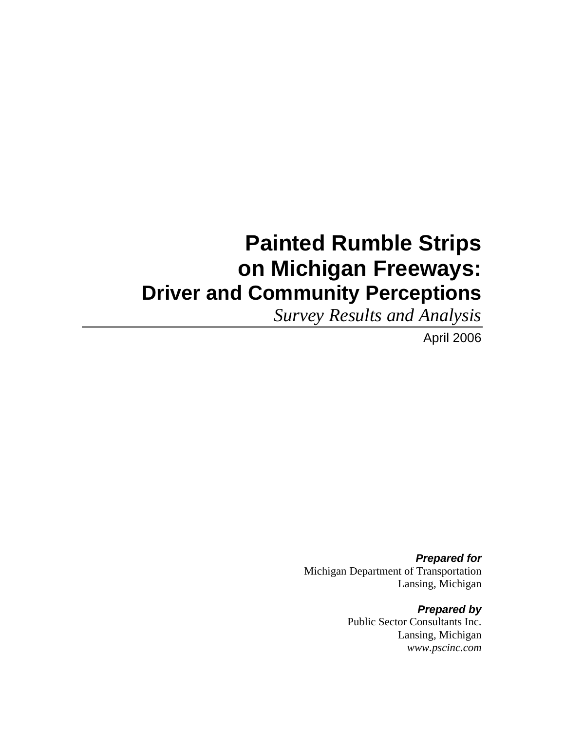# Painted Rumble Strips on Michigan Freeways:

## Driver and Community Perceptions

*Survey Results and Analysis*

April 2006

***Prepared for***
Michigan Department of Transportation
Lansing, Michigan

***Prepared by***
Public Sector Consultants Inc.
Lansing, Michigan
*www.pscinc.com*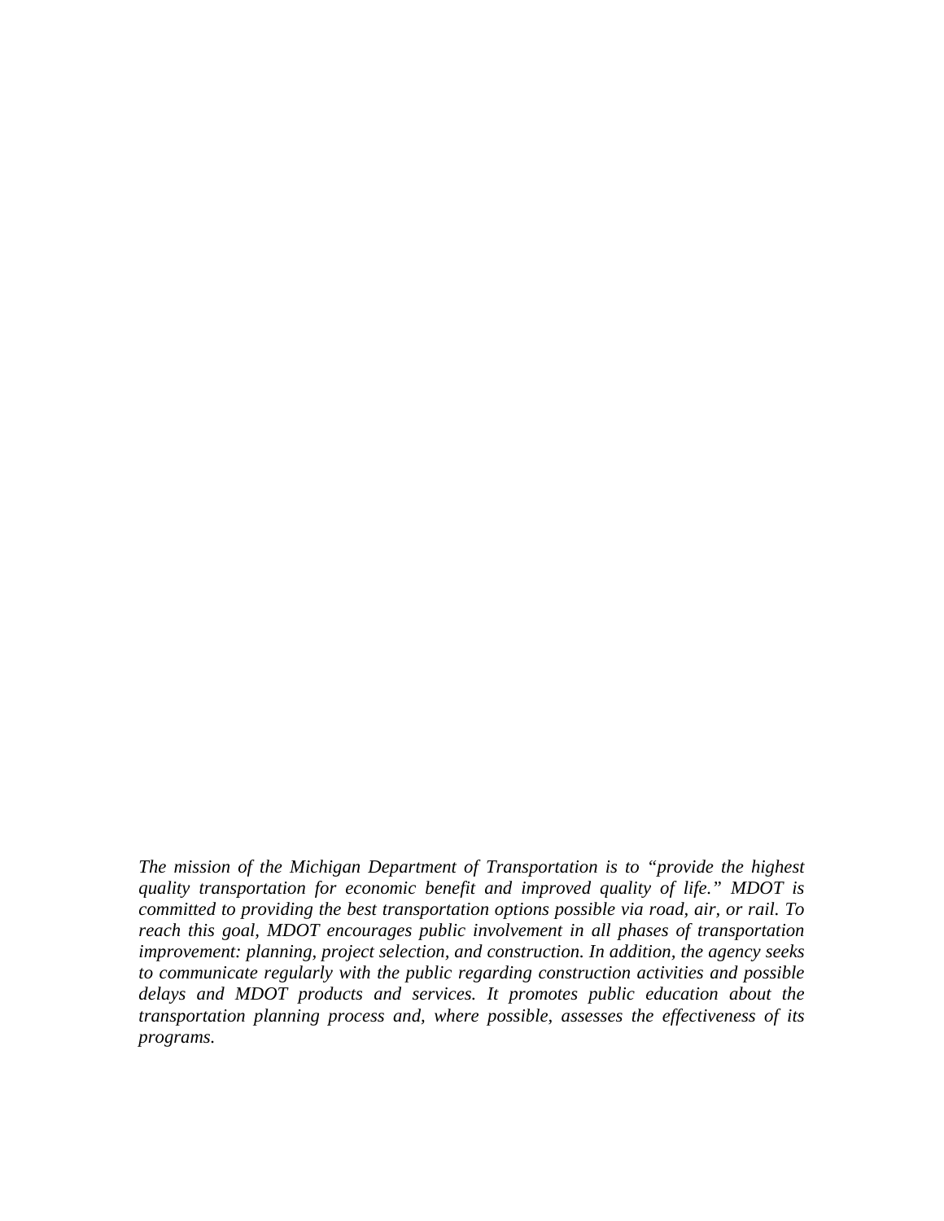*The mission of the Michigan Department of Transportation is to "provide the highest quality transportation for economic benefit and improved quality of life." MDOT is committed to providing the best transportation options possible via road, air, or rail. To reach this goal, MDOT encourages public involvement in all phases of transportation improvement: planning, project selection, and construction. In addition, the agency seeks to communicate regularly with the public regarding construction activities and possible delays and MDOT products and services. It promotes public education about the transportation planning process and, where possible, assesses the effectiveness of its programs.*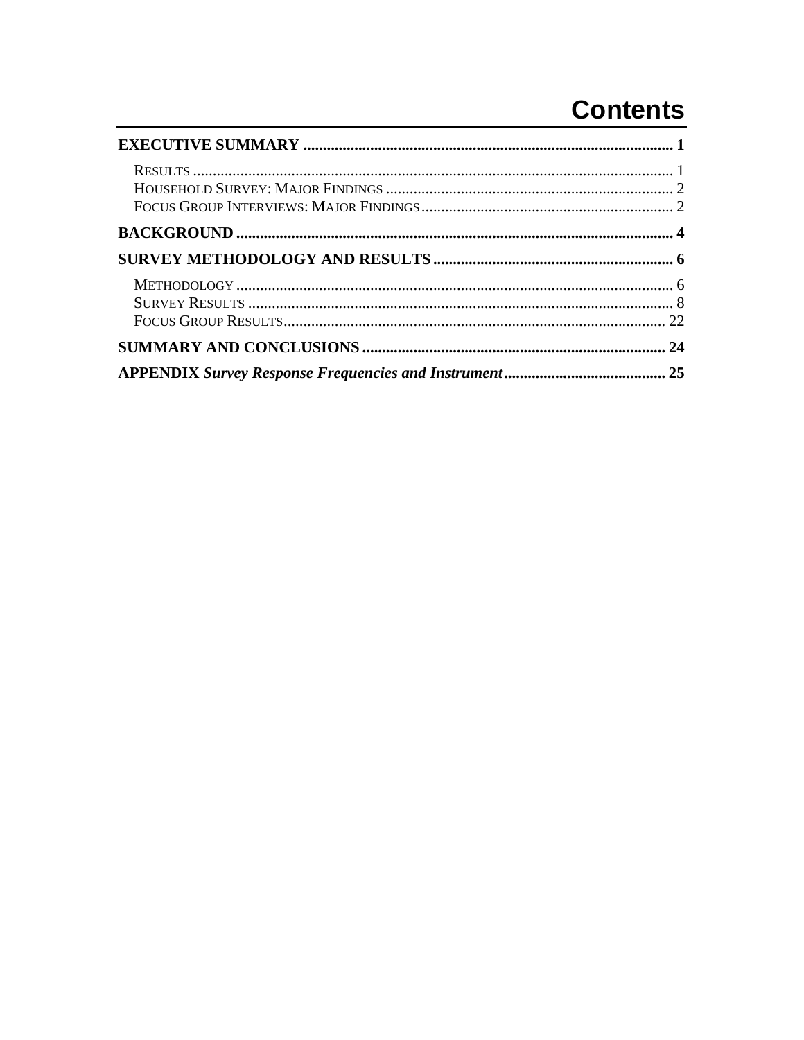# Contents

**EXECUTIVE SUMMARY** ........................................................................................ **1**

RESULTS ........................................................................................................ 1
HOUSEHOLD SURVEY: MAJOR FINDINGS ........................................................... 2
FOCUS GROUP INTERVIEWS: MAJOR FINDINGS ................................................... 2

**BACKGROUND** .................................................................................................. **4**

**SURVEY METHODOLOGY AND RESULTS** ............................................................ **6**

METHODOLOGY ................................................................................................. 6
SURVEY RESULTS .............................................................................................. 8
FOCUS GROUP RESULTS ..................................................................................... 22

**SUMMARY AND CONCLUSIONS** .......................................................................... **24**

**APPENDIX** ***Survey Response Frequencies and Instrument*** ......................................... **25**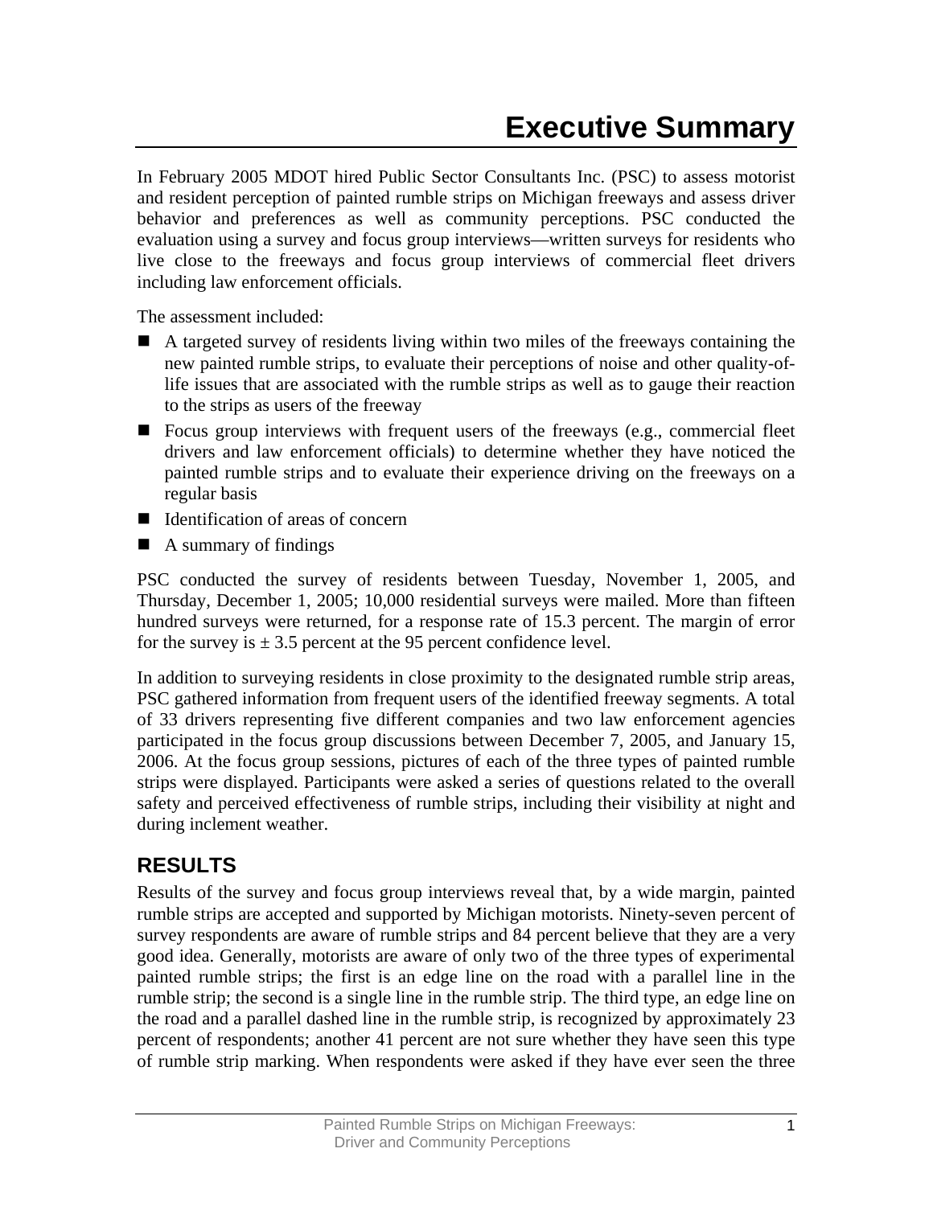# Executive Summary

In February 2005 MDOT hired Public Sector Consultants Inc. (PSC) to assess motorist and resident perception of painted rumble strips on Michigan freeways and assess driver behavior and preferences as well as community perceptions. PSC conducted the evaluation using a survey and focus group interviews—written surveys for residents who live close to the freeways and focus group interviews of commercial fleet drivers including law enforcement officials.

The assessment included:

- A targeted survey of residents living within two miles of the freeways containing the new painted rumble strips, to evaluate their perceptions of noise and other quality-of-life issues that are associated with the rumble strips as well as to gauge their reaction to the strips as users of the freeway
- Focus group interviews with frequent users of the freeways (e.g., commercial fleet drivers and law enforcement officials) to determine whether they have noticed the painted rumble strips and to evaluate their experience driving on the freeways on a regular basis
- Identification of areas of concern
- A summary of findings

PSC conducted the survey of residents between Tuesday, November 1, 2005, and Thursday, December 1, 2005; 10,000 residential surveys were mailed. More than fifteen hundred surveys were returned, for a response rate of 15.3 percent. The margin of error for the survey is ± 3.5 percent at the 95 percent confidence level.

In addition to surveying residents in close proximity to the designated rumble strip areas, PSC gathered information from frequent users of the identified freeway segments. A total of 33 drivers representing five different companies and two law enforcement agencies participated in the focus group discussions between December 7, 2005, and January 15, 2006. At the focus group sessions, pictures of each of the three types of painted rumble strips were displayed. Participants were asked a series of questions related to the overall safety and perceived effectiveness of rumble strips, including their visibility at night and during inclement weather.

## RESULTS

Results of the survey and focus group interviews reveal that, by a wide margin, painted rumble strips are accepted and supported by Michigan motorists. Ninety-seven percent of survey respondents are aware of rumble strips and 84 percent believe that they are a very good idea. Generally, motorists are aware of only two of the three types of experimental painted rumble strips; the first is an edge line on the road with a parallel line in the rumble strip; the second is a single line in the rumble strip. The third type, an edge line on the road and a parallel dashed line in the rumble strip, is recognized by approximately 23 percent of respondents; another 41 percent are not sure whether they have seen this type of rumble strip marking. When respondents were asked if they have ever seen the three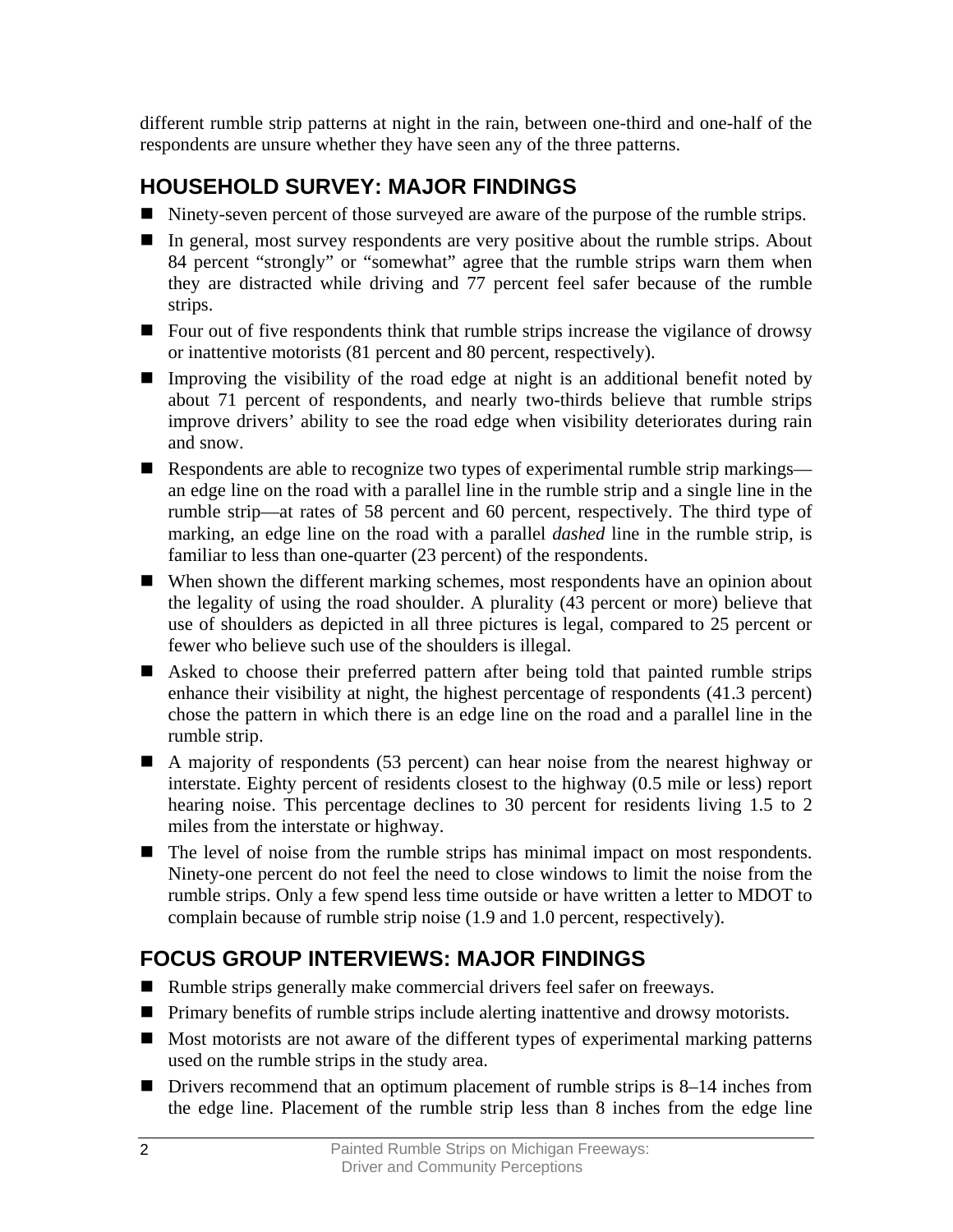different rumble strip patterns at night in the rain, between one-third and one-half of the respondents are unsure whether they have seen any of the three patterns.

## HOUSEHOLD SURVEY: MAJOR FINDINGS

- Ninety-seven percent of those surveyed are aware of the purpose of the rumble strips.
- In general, most survey respondents are very positive about the rumble strips. About 84 percent "strongly" or "somewhat" agree that the rumble strips warn them when they are distracted while driving and 77 percent feel safer because of the rumble strips.
- Four out of five respondents think that rumble strips increase the vigilance of drowsy or inattentive motorists (81 percent and 80 percent, respectively).
- Improving the visibility of the road edge at night is an additional benefit noted by about 71 percent of respondents, and nearly two-thirds believe that rumble strips improve drivers' ability to see the road edge when visibility deteriorates during rain and snow.
- Respondents are able to recognize two types of experimental rumble strip markings—an edge line on the road with a parallel line in the rumble strip and a single line in the rumble strip—at rates of 58 percent and 60 percent, respectively. The third type of marking, an edge line on the road with a parallel *dashed* line in the rumble strip, is familiar to less than one-quarter (23 percent) of the respondents.
- When shown the different marking schemes, most respondents have an opinion about the legality of using the road shoulder. A plurality (43 percent or more) believe that use of shoulders as depicted in all three pictures is legal, compared to 25 percent or fewer who believe such use of the shoulders is illegal.
- Asked to choose their preferred pattern after being told that painted rumble strips enhance their visibility at night, the highest percentage of respondents (41.3 percent) chose the pattern in which there is an edge line on the road and a parallel line in the rumble strip.
- A majority of respondents (53 percent) can hear noise from the nearest highway or interstate. Eighty percent of residents closest to the highway (0.5 mile or less) report hearing noise. This percentage declines to 30 percent for residents living 1.5 to 2 miles from the interstate or highway.
- The level of noise from the rumble strips has minimal impact on most respondents. Ninety-one percent do not feel the need to close windows to limit the noise from the rumble strips. Only a few spend less time outside or have written a letter to MDOT to complain because of rumble strip noise (1.9 and 1.0 percent, respectively).

## FOCUS GROUP INTERVIEWS: MAJOR FINDINGS

- Rumble strips generally make commercial drivers feel safer on freeways.
- Primary benefits of rumble strips include alerting inattentive and drowsy motorists.
- Most motorists are not aware of the different types of experimental marking patterns used on the rumble strips in the study area.
- Drivers recommend that an optimum placement of rumble strips is 8–14 inches from the edge line. Placement of the rumble strip less than 8 inches from the edge line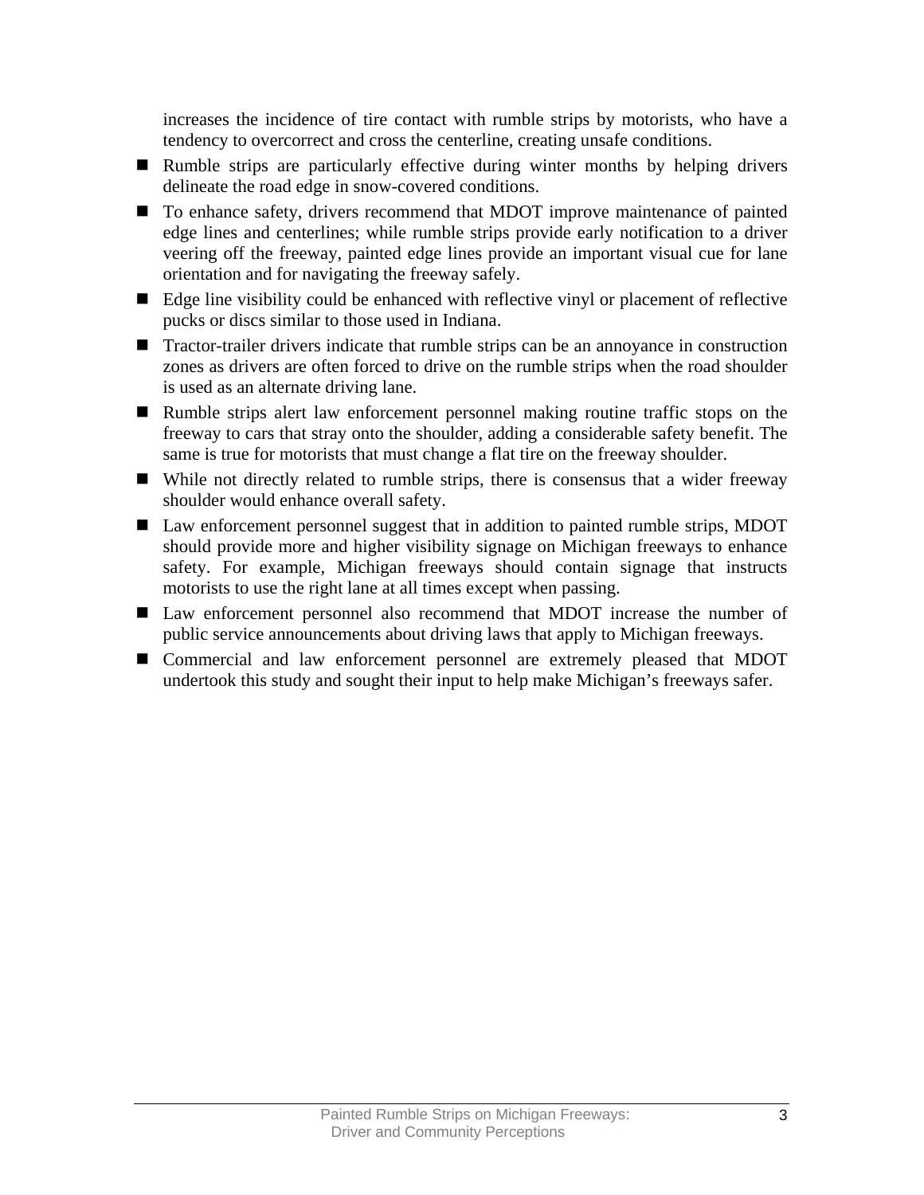increases the incidence of tire contact with rumble strips by motorists, who have a tendency to overcorrect and cross the centerline, creating unsafe conditions.

- Rumble strips are particularly effective during winter months by helping drivers delineate the road edge in snow-covered conditions.
- To enhance safety, drivers recommend that MDOT improve maintenance of painted edge lines and centerlines; while rumble strips provide early notification to a driver veering off the freeway, painted edge lines provide an important visual cue for lane orientation and for navigating the freeway safely.
- Edge line visibility could be enhanced with reflective vinyl or placement of reflective pucks or discs similar to those used in Indiana.
- Tractor-trailer drivers indicate that rumble strips can be an annoyance in construction zones as drivers are often forced to drive on the rumble strips when the road shoulder is used as an alternate driving lane.
- Rumble strips alert law enforcement personnel making routine traffic stops on the freeway to cars that stray onto the shoulder, adding a considerable safety benefit. The same is true for motorists that must change a flat tire on the freeway shoulder.
- While not directly related to rumble strips, there is consensus that a wider freeway shoulder would enhance overall safety.
- Law enforcement personnel suggest that in addition to painted rumble strips, MDOT should provide more and higher visibility signage on Michigan freeways to enhance safety. For example, Michigan freeways should contain signage that instructs motorists to use the right lane at all times except when passing.
- Law enforcement personnel also recommend that MDOT increase the number of public service announcements about driving laws that apply to Michigan freeways.
- Commercial and law enforcement personnel are extremely pleased that MDOT undertook this study and sought their input to help make Michigan's freeways safer.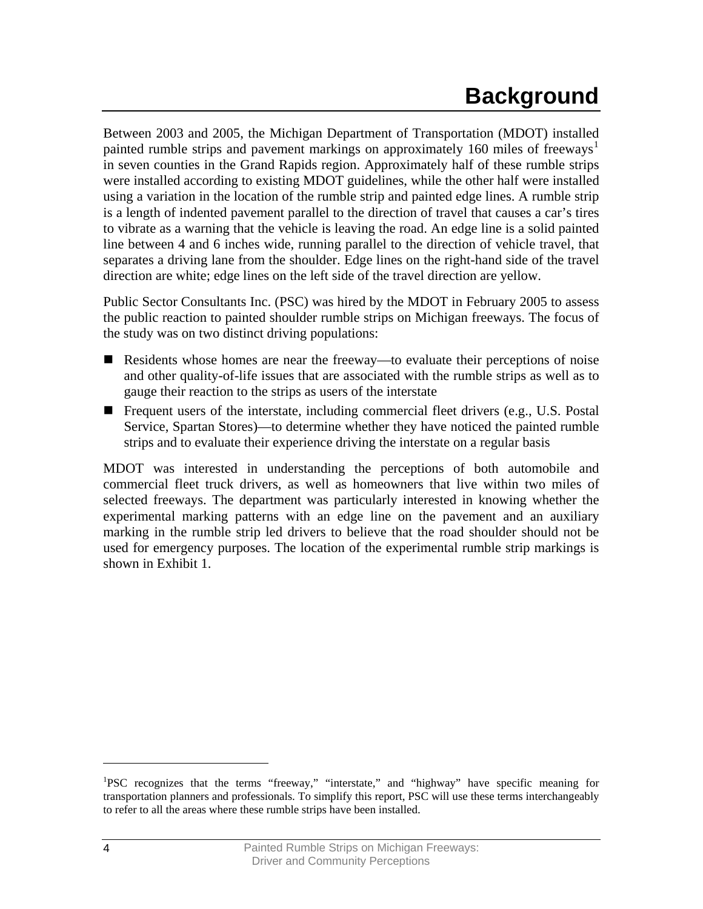# Background

Between 2003 and 2005, the Michigan Department of Transportation (MDOT) installed painted rumble strips and pavement markings on approximately 160 miles of freeways[1] in seven counties in the Grand Rapids region. Approximately half of these rumble strips were installed according to existing MDOT guidelines, while the other half were installed using a variation in the location of the rumble strip and painted edge lines. A rumble strip is a length of indented pavement parallel to the direction of travel that causes a car's tires to vibrate as a warning that the vehicle is leaving the road. An edge line is a solid painted line between 4 and 6 inches wide, running parallel to the direction of vehicle travel, that separates a driving lane from the shoulder. Edge lines on the right-hand side of the travel direction are white; edge lines on the left side of the travel direction are yellow.

Public Sector Consultants Inc. (PSC) was hired by the MDOT in February 2005 to assess the public reaction to painted shoulder rumble strips on Michigan freeways. The focus of the study was on two distinct driving populations:

- Residents whose homes are near the freeway—to evaluate their perceptions of noise and other quality-of-life issues that are associated with the rumble strips as well as to gauge their reaction to the strips as users of the interstate
- Frequent users of the interstate, including commercial fleet drivers (e.g., U.S. Postal Service, Spartan Stores)—to determine whether they have noticed the painted rumble strips and to evaluate their experience driving the interstate on a regular basis

MDOT was interested in understanding the perceptions of both automobile and commercial fleet truck drivers, as well as homeowners that live within two miles of selected freeways. The department was particularly interested in knowing whether the experimental marking patterns with an edge line on the pavement and an auxiliary marking in the rumble strip led drivers to believe that the road shoulder should not be used for emergency purposes. The location of the experimental rumble strip markings is shown in Exhibit 1.

---

[1] PSC recognizes that the terms "freeway," "interstate," and "highway" have specific meaning for transportation planners and professionals. To simplify this report, PSC will use these terms interchangeably to refer to all the areas where these rumble strips have been installed.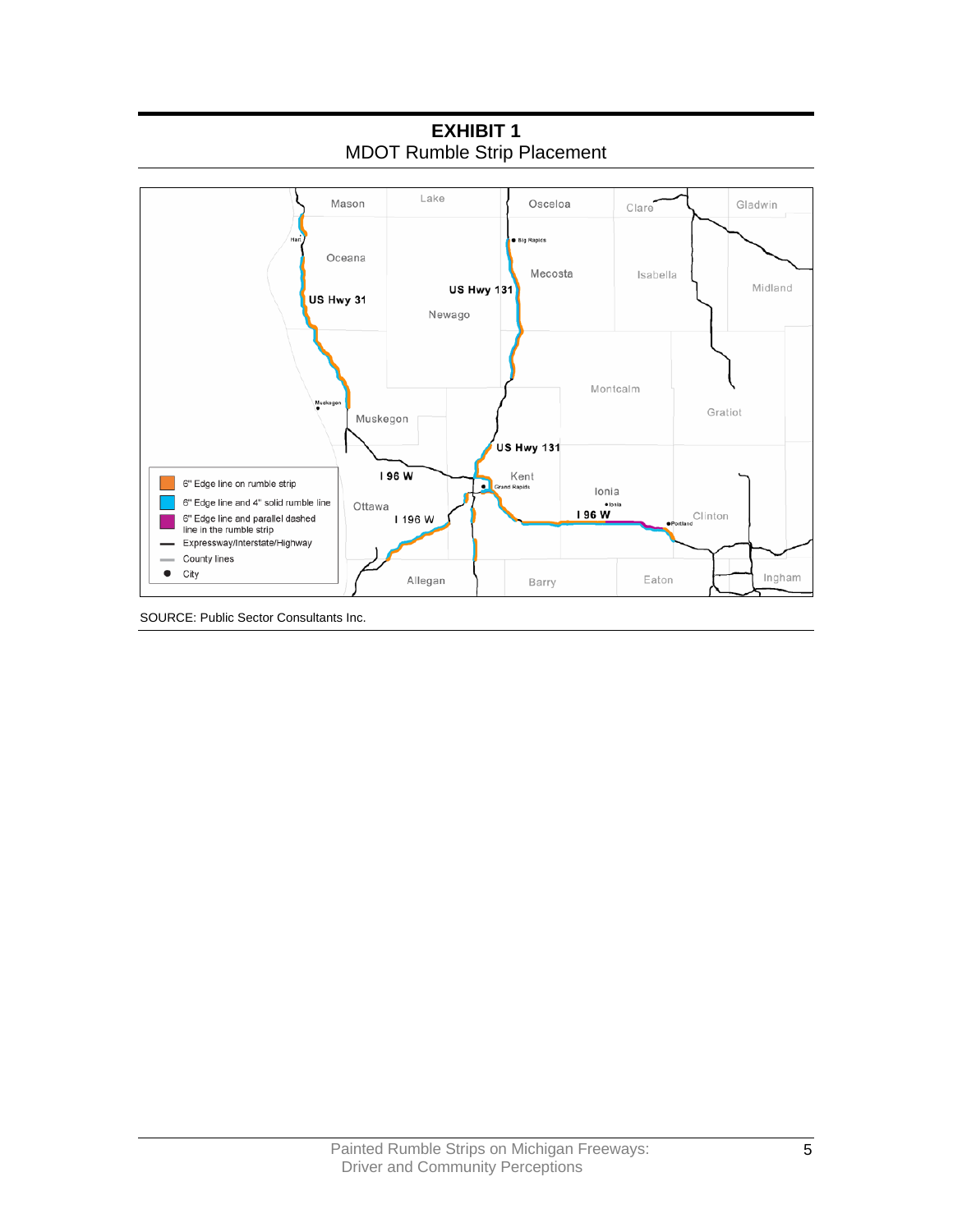**EXHIBIT 1**
MDOT Rumble Strip Placement

SOURCE: Public Sector Consultants Inc.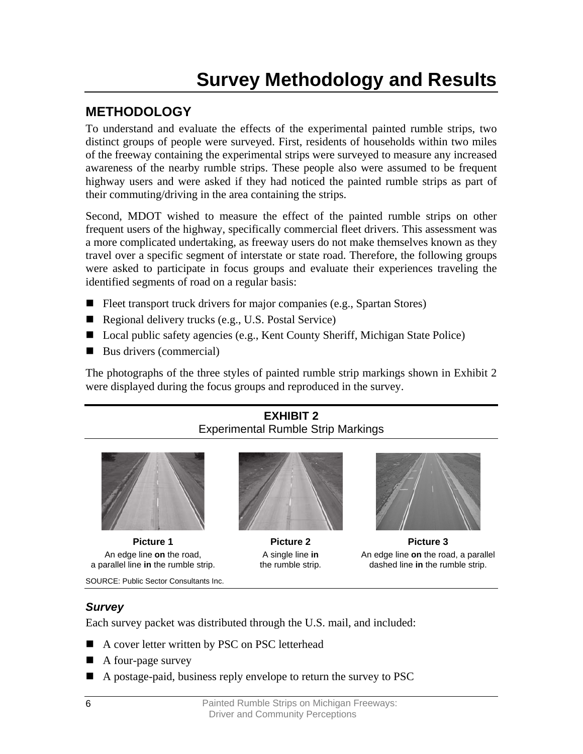# Survey Methodology and Results

## METHODOLOGY

To understand and evaluate the effects of the experimental painted rumble strips, two distinct groups of people were surveyed. First, residents of households within two miles of the freeway containing the experimental strips were surveyed to measure any increased awareness of the nearby rumble strips. These people also were assumed to be frequent highway users and were asked if they had noticed the painted rumble strips as part of their commuting/driving in the area containing the strips.

Second, MDOT wished to measure the effect of the painted rumble strips on other frequent users of the highway, specifically commercial fleet drivers. This assessment was a more complicated undertaking, as freeway users do not make themselves known as they travel over a specific segment of interstate or state road. Therefore, the following groups were asked to participate in focus groups and evaluate their experiences traveling the identified segments of road on a regular basis:

- Fleet transport truck drivers for major companies (e.g., Spartan Stores)
- Regional delivery trucks (e.g., U.S. Postal Service)
- Local public safety agencies (e.g., Kent County Sheriff, Michigan State Police)
- Bus drivers (commercial)

The photographs of the three styles of painted rumble strip markings shown in Exhibit 2 were displayed during the focus groups and reproduced in the survey.

**EXHIBIT 2**
Experimental Rumble Strip Markings

**Picture 1**
An edge line **on** the road, a parallel line **in** the rumble strip.

**Picture 2**
A single line **in** the rumble strip.

**Picture 3**
An edge line **on** the road, a parallel dashed line **in** the rumble strip.

SOURCE: Public Sector Consultants Inc.

### *Survey*

Each survey packet was distributed through the U.S. mail, and included:

- A cover letter written by PSC on PSC letterhead
- A four-page survey
- A postage-paid, business reply envelope to return the survey to PSC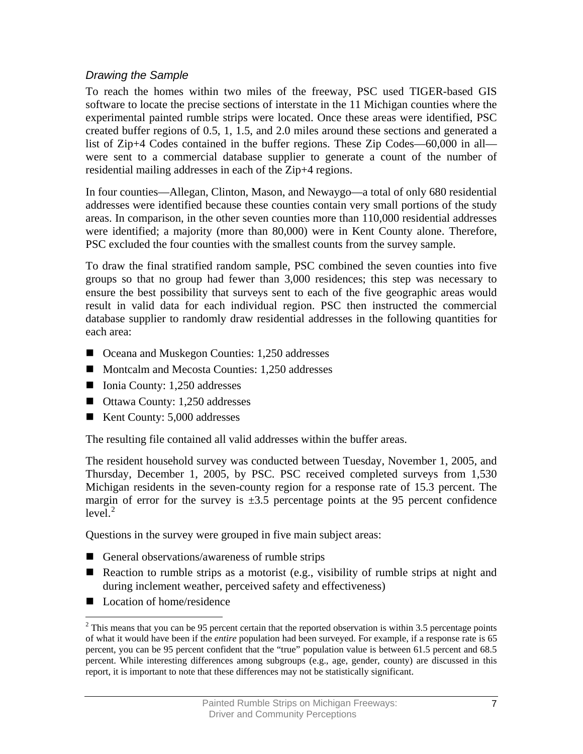### *Drawing the Sample*

To reach the homes within two miles of the freeway, PSC used TIGER-based GIS software to locate the precise sections of interstate in the 11 Michigan counties where the experimental painted rumble strips were located. Once these areas were identified, PSC created buffer regions of 0.5, 1, 1.5, and 2.0 miles around these sections and generated a list of Zip+4 Codes contained in the buffer regions. These Zip Codes—60,000 in all—were sent to a commercial database supplier to generate a count of the number of residential mailing addresses in each of the Zip+4 regions.

In four counties—Allegan, Clinton, Mason, and Newaygo—a total of only 680 residential addresses were identified because these counties contain very small portions of the study areas. In comparison, in the other seven counties more than 110,000 residential addresses were identified; a majority (more than 80,000) were in Kent County alone. Therefore, PSC excluded the four counties with the smallest counts from the survey sample.

To draw the final stratified random sample, PSC combined the seven counties into five groups so that no group had fewer than 3,000 residences; this step was necessary to ensure the best possibility that surveys sent to each of the five geographic areas would result in valid data for each individual region. PSC then instructed the commercial database supplier to randomly draw residential addresses in the following quantities for each area:

- Oceana and Muskegon Counties: 1,250 addresses
- Montcalm and Mecosta Counties: 1,250 addresses
- Ionia County: 1,250 addresses
- Ottawa County: 1,250 addresses
- Kent County: 5,000 addresses

The resulting file contained all valid addresses within the buffer areas.

The resident household survey was conducted between Tuesday, November 1, 2005, and Thursday, December 1, 2005, by PSC. PSC received completed surveys from 1,530 Michigan residents in the seven-county region for a response rate of 15.3 percent. The margin of error for the survey is ±3.5 percentage points at the 95 percent confidence level.[2]

Questions in the survey were grouped in five main subject areas:

- General observations/awareness of rumble strips
- Reaction to rumble strips as a motorist (e.g., visibility of rumble strips at night and during inclement weather, perceived safety and effectiveness)
- Location of home/residence

[2] This means that you can be 95 percent certain that the reported observation is within 3.5 percentage points of what it would have been if the *entire* population had been surveyed. For example, if a response rate is 65 percent, you can be 95 percent confident that the "true" population value is between 61.5 percent and 68.5 percent. While interesting differences among subgroups (e.g., age, gender, county) are discussed in this report, it is important to note that these differences may not be statistically significant.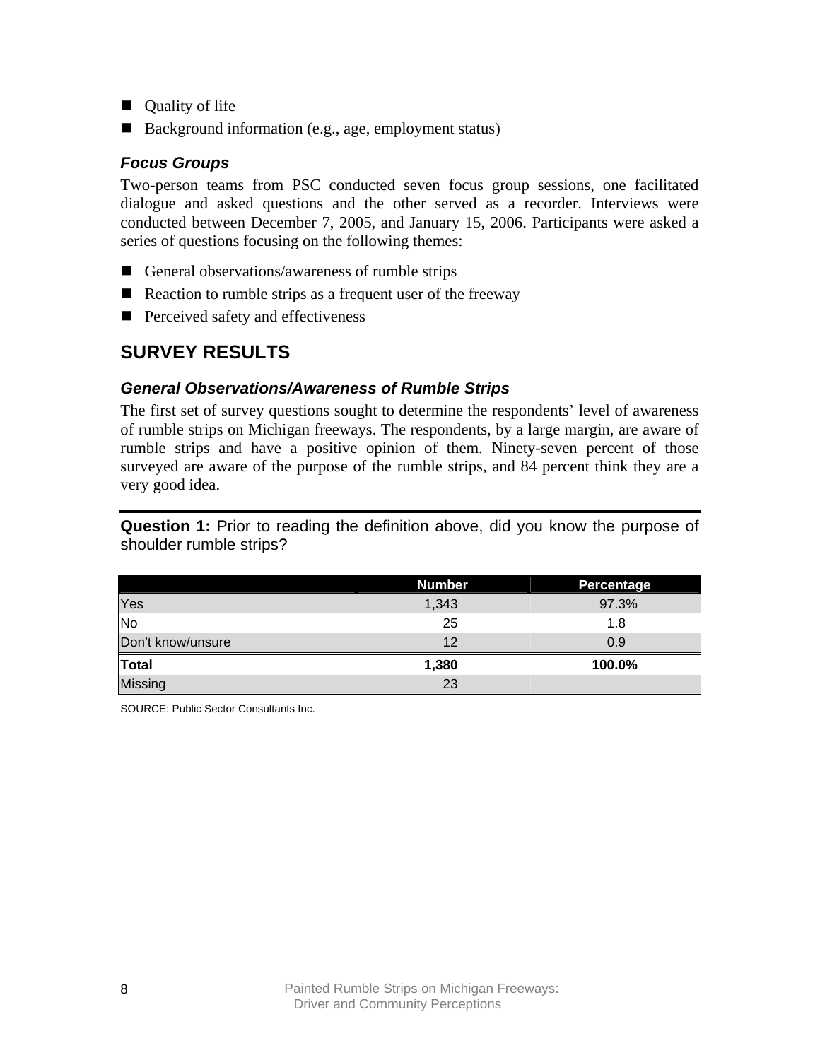- Quality of life
- Background information (e.g., age, employment status)

### *Focus Groups*

Two-person teams from PSC conducted seven focus group sessions, one facilitated dialogue and asked questions and the other served as a recorder. Interviews were conducted between December 7, 2005, and January 15, 2006. Participants were asked a series of questions focusing on the following themes:

- General observations/awareness of rumble strips
- Reaction to rumble strips as a frequent user of the freeway
- Perceived safety and effectiveness

## SURVEY RESULTS

### *General Observations/Awareness of Rumble Strips*

The first set of survey questions sought to determine the respondents' level of awareness of rumble strips on Michigan freeways. The respondents, by a large margin, are aware of rumble strips and have a positive opinion of them. Ninety-seven percent of those surveyed are aware of the purpose of the rumble strips, and 84 percent think they are a very good idea.

**Question 1:** Prior to reading the definition above, did you know the purpose of shoulder rumble strips?

| | Number | Percentage |
|---|---|---|
| Yes | 1,343 | 97.3% |
| No | 25 | 1.8 |
| Don't know/unsure | 12 | 0.9 |
| **Total** | **1,380** | **100.0%** |
| Missing | 23 | |

SOURCE: Public Sector Consultants Inc.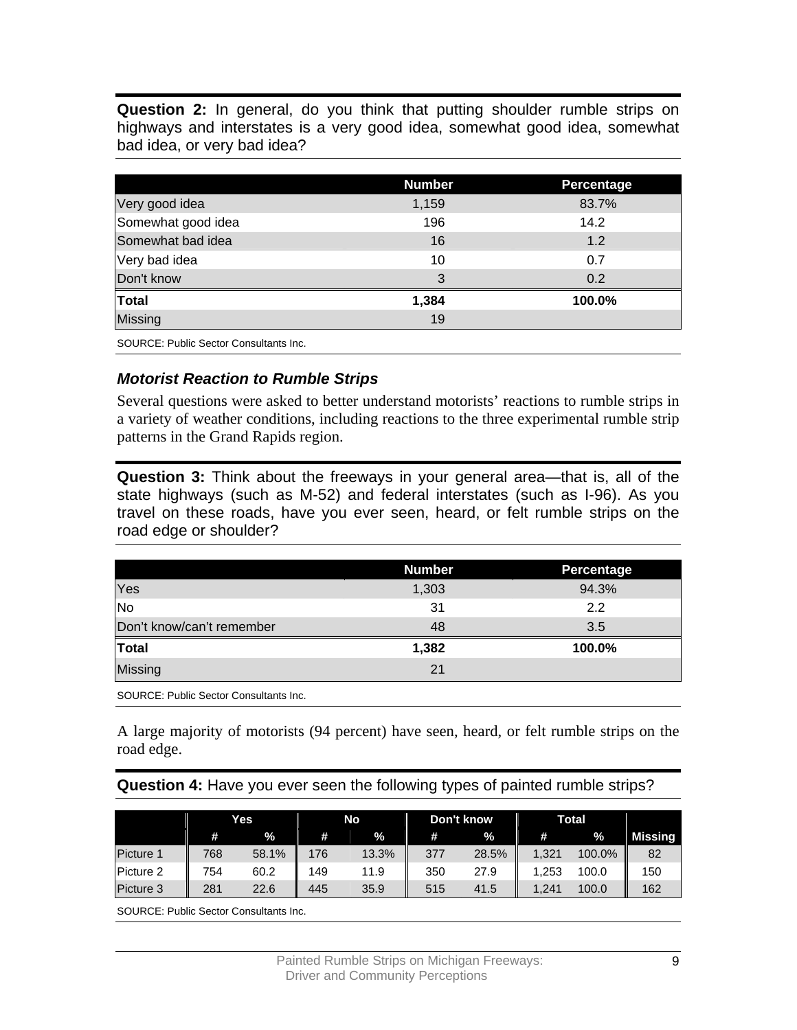**Question 2:** In general, do you think that putting shoulder rumble strips on highways and interstates is a very good idea, somewhat good idea, somewhat bad idea, or very bad idea?

| | Number | Percentage |
|---|---|---|
| Very good idea | 1,159 | 83.7% |
| Somewhat good idea | 196 | 14.2 |
| Somewhat bad idea | 16 | 1.2 |
| Very bad idea | 10 | 0.7 |
| Don't know | 3 | 0.2 |
| **Total** | **1,384** | **100.0%** |
| Missing | 19 | |

SOURCE: Public Sector Consultants Inc.

### *Motorist Reaction to Rumble Strips*

Several questions were asked to better understand motorists' reactions to rumble strips in a variety of weather conditions, including reactions to the three experimental rumble strip patterns in the Grand Rapids region.

**Question 3:** Think about the freeways in your general area—that is, all of the state highways (such as M-52) and federal interstates (such as I-96). As you travel on these roads, have you ever seen, heard, or felt rumble strips on the road edge or shoulder?

| | Number | Percentage |
|---|---|---|
| Yes | 1,303 | 94.3% |
| No | 31 | 2.2 |
| Don't know/can't remember | 48 | 3.5 |
| **Total** | **1,382** | **100.0%** |
| Missing | 21 | |

SOURCE: Public Sector Consultants Inc.

A large majority of motorists (94 percent) have seen, heard, or felt rumble strips on the road edge.

**Question 4:** Have you ever seen the following types of painted rumble strips?

| | Yes | | No | | Don't know | | Total | | |
|---|---|---|---|---|---|---|---|---|---|
| | # | % | # | % | # | % | # | % | Missing |
| Picture 1 | 768 | 58.1% | 176 | 13.3% | 377 | 28.5% | 1,321 | 100.0% | 82 |
| Picture 2 | 754 | 60.2 | 149 | 11.9 | 350 | 27.9 | 1,253 | 100.0 | 150 |
| Picture 3 | 281 | 22.6 | 445 | 35.9 | 515 | 41.5 | 1,241 | 100.0 | 162 |

SOURCE: Public Sector Consultants Inc.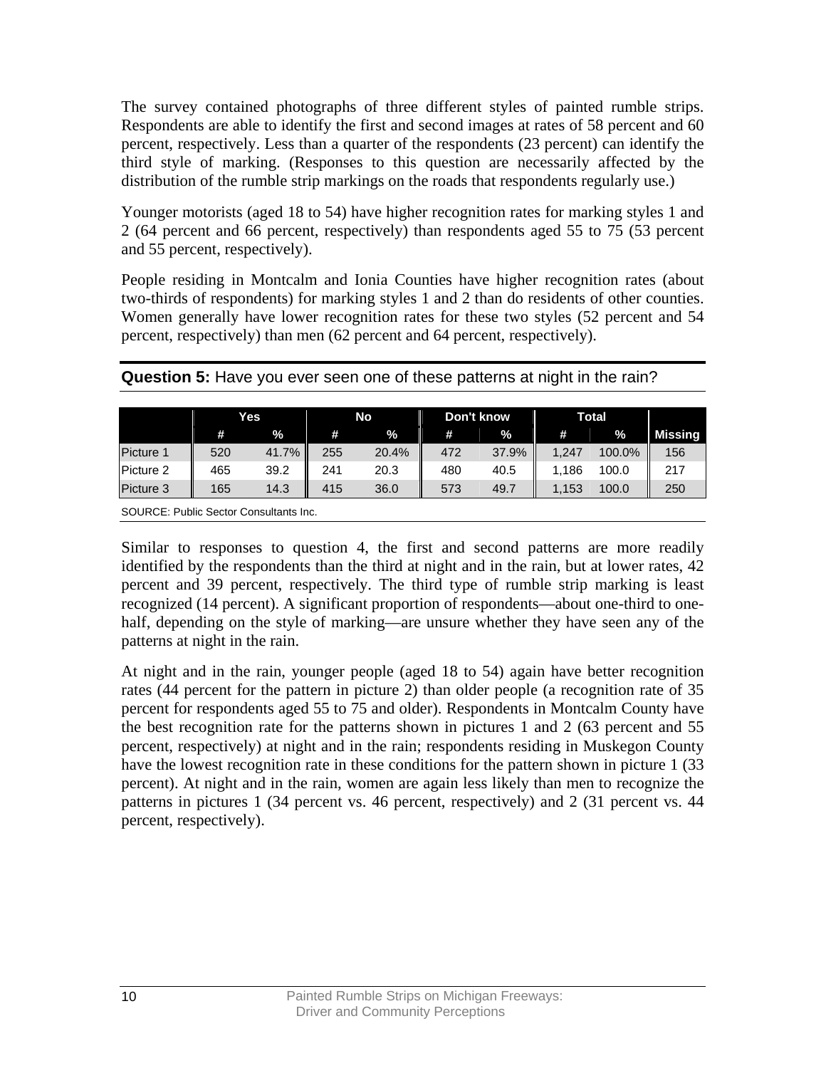The survey contained photographs of three different styles of painted rumble strips. Respondents are able to identify the first and second images at rates of 58 percent and 60 percent, respectively. Less than a quarter of the respondents (23 percent) can identify the third style of marking. (Responses to this question are necessarily affected by the distribution of the rumble strip markings on the roads that respondents regularly use.)

Younger motorists (aged 18 to 54) have higher recognition rates for marking styles 1 and 2 (64 percent and 66 percent, respectively) than respondents aged 55 to 75 (53 percent and 55 percent, respectively).

People residing in Montcalm and Ionia Counties have higher recognition rates (about two-thirds of respondents) for marking styles 1 and 2 than do residents of other counties. Women generally have lower recognition rates for these two styles (52 percent and 54 percent, respectively) than men (62 percent and 64 percent, respectively).

**Question 5:** Have you ever seen one of these patterns at night in the rain?

| | Yes | | No | | Don't know | | Total | | |
|---|---|---|---|---|---|---|---|---|---|
| | # | % | # | % | # | % | # | % | Missing |
| Picture 1 | 520 | 41.7% | 255 | 20.4% | 472 | 37.9% | 1,247 | 100.0% | 156 |
| Picture 2 | 465 | 39.2 | 241 | 20.3 | 480 | 40.5 | 1,186 | 100.0 | 217 |
| Picture 3 | 165 | 14.3 | 415 | 36.0 | 573 | 49.7 | 1,153 | 100.0 | 250 |

SOURCE: Public Sector Consultants Inc.

Similar to responses to question 4, the first and second patterns are more readily identified by the respondents than the third at night and in the rain, but at lower rates, 42 percent and 39 percent, respectively. The third type of rumble strip marking is least recognized (14 percent). A significant proportion of respondents—about one-third to one-half, depending on the style of marking—are unsure whether they have seen any of the patterns at night in the rain.

At night and in the rain, younger people (aged 18 to 54) again have better recognition rates (44 percent for the pattern in picture 2) than older people (a recognition rate of 35 percent for respondents aged 55 to 75 and older). Respondents in Montcalm County have the best recognition rate for the patterns shown in pictures 1 and 2 (63 percent and 55 percent, respectively) at night and in the rain; respondents residing in Muskegon County have the lowest recognition rate in these conditions for the pattern shown in picture 1 (33 percent). At night and in the rain, women are again less likely than men to recognize the patterns in pictures 1 (34 percent vs. 46 percent, respectively) and 2 (31 percent vs. 44 percent, respectively).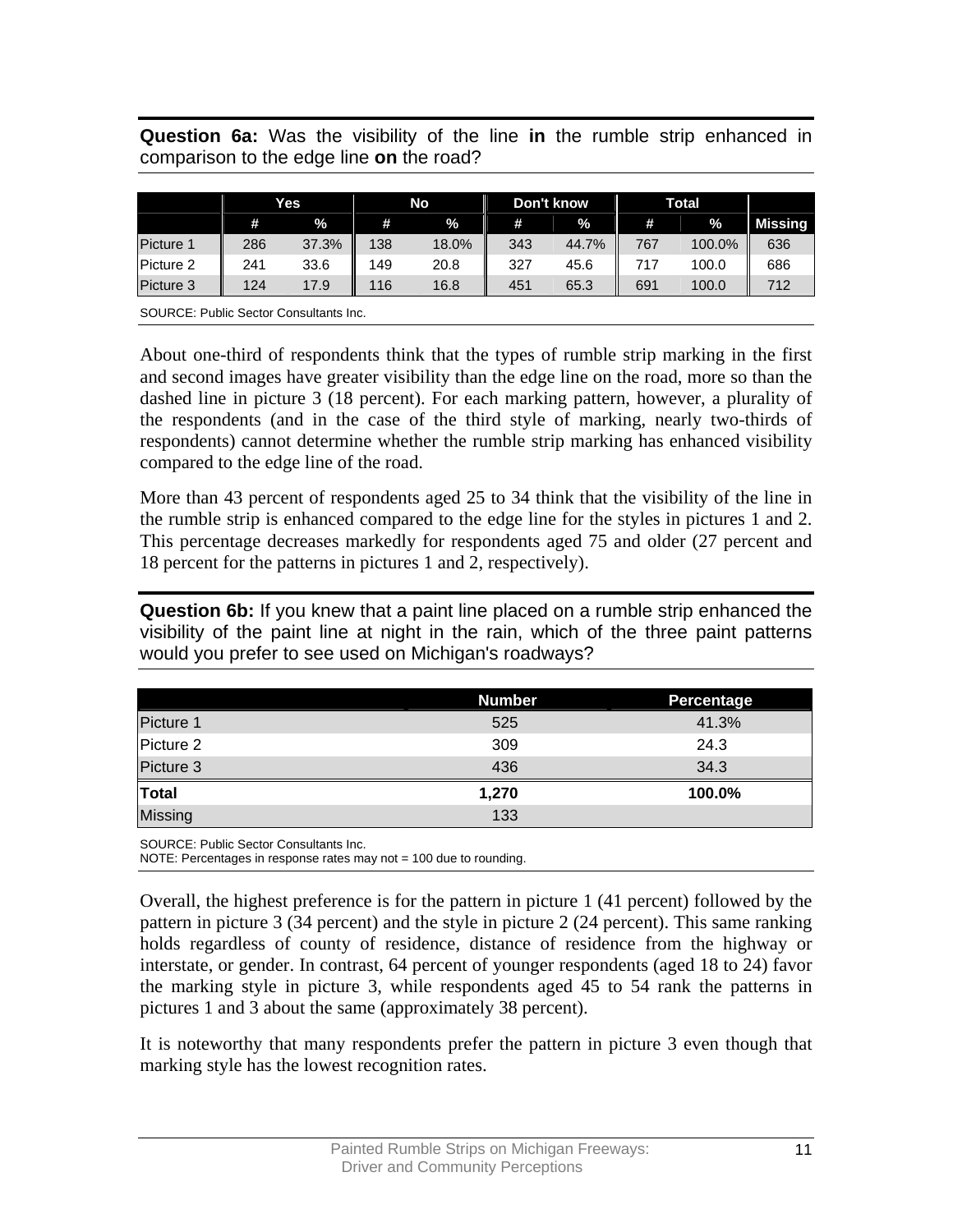**Question 6a:** Was the visibility of the line **in** the rumble strip enhanced in comparison to the edge line **on** the road?

| | Yes | | No | | Don't know | | Total | | |
|---|---|---|---|---|---|---|---|---|---|
| | # | % | # | % | # | % | # | % | Missing |
| Picture 1 | 286 | 37.3% | 138 | 18.0% | 343 | 44.7% | 767 | 100.0% | 636 |
| Picture 2 | 241 | 33.6 | 149 | 20.8 | 327 | 45.6 | 717 | 100.0 | 686 |
| Picture 3 | 124 | 17.9 | 116 | 16.8 | 451 | 65.3 | 691 | 100.0 | 712 |

SOURCE: Public Sector Consultants Inc.

About one-third of respondents think that the types of rumble strip marking in the first and second images have greater visibility than the edge line on the road, more so than the dashed line in picture 3 (18 percent). For each marking pattern, however, a plurality of the respondents (and in the case of the third style of marking, nearly two-thirds of respondents) cannot determine whether the rumble strip marking has enhanced visibility compared to the edge line of the road.

More than 43 percent of respondents aged 25 to 34 think that the visibility of the line in the rumble strip is enhanced compared to the edge line for the styles in pictures 1 and 2. This percentage decreases markedly for respondents aged 75 and older (27 percent and 18 percent for the patterns in pictures 1 and 2, respectively).

**Question 6b:** If you knew that a paint line placed on a rumble strip enhanced the visibility of the paint line at night in the rain, which of the three paint patterns would you prefer to see used on Michigan's roadways?

| | Number | Percentage |
|---|---|---|
| Picture 1 | 525 | 41.3% |
| Picture 2 | 309 | 24.3 |
| Picture 3 | 436 | 34.3 |
| **Total** | **1,270** | **100.0%** |
| Missing | 133 | |

SOURCE: Public Sector Consultants Inc.
NOTE: Percentages in response rates may not = 100 due to rounding.

Overall, the highest preference is for the pattern in picture 1 (41 percent) followed by the pattern in picture 3 (34 percent) and the style in picture 2 (24 percent). This same ranking holds regardless of county of residence, distance of residence from the highway or interstate, or gender. In contrast, 64 percent of younger respondents (aged 18 to 24) favor the marking style in picture 3, while respondents aged 45 to 54 rank the patterns in pictures 1 and 3 about the same (approximately 38 percent).

It is noteworthy that many respondents prefer the pattern in picture 3 even though that marking style has the lowest recognition rates.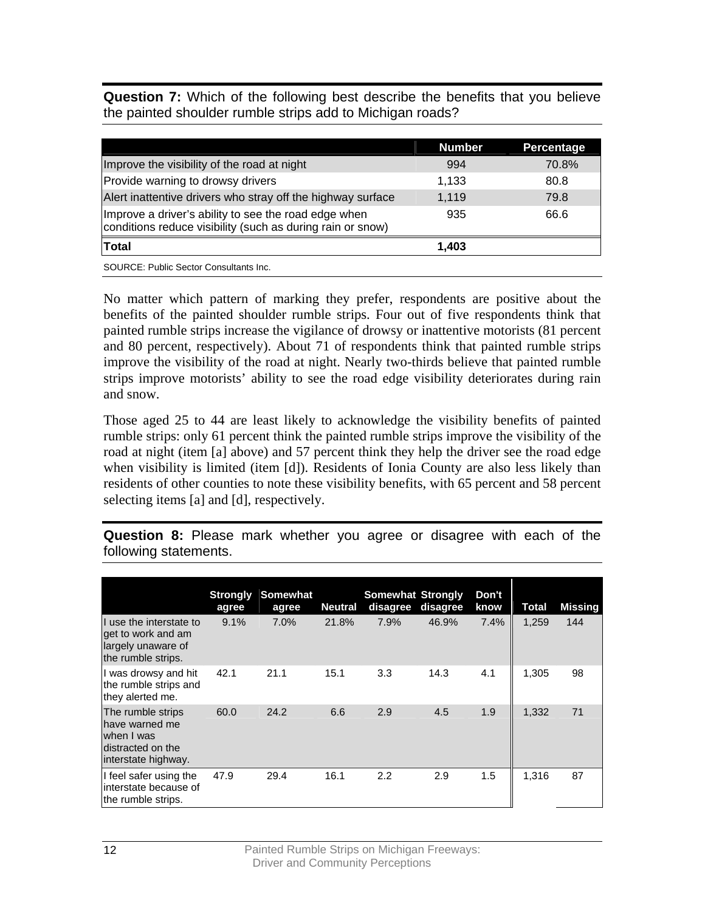**Question 7:** Which of the following best describe the benefits that you believe the painted shoulder rumble strips add to Michigan roads?

| | Number | Percentage |
|---|---|---|
| Improve the visibility of the road at night | 994 | 70.8% |
| Provide warning to drowsy drivers | 1,133 | 80.8 |
| Alert inattentive drivers who stray off the highway surface | 1,119 | 79.8 |
| Improve a driver's ability to see the road edge when conditions reduce visibility (such as during rain or snow) | 935 | 66.6 |
| **Total** | **1,403** | |

SOURCE: Public Sector Consultants Inc.

No matter which pattern of marking they prefer, respondents are positive about the benefits of the painted shoulder rumble strips. Four out of five respondents think that painted rumble strips increase the vigilance of drowsy or inattentive motorists (81 percent and 80 percent, respectively). About 71 of respondents think that painted rumble strips improve the visibility of the road at night. Nearly two-thirds believe that painted rumble strips improve motorists' ability to see the road edge visibility deteriorates during rain and snow.

Those aged 25 to 44 are least likely to acknowledge the visibility benefits of painted rumble strips: only 61 percent think the painted rumble strips improve the visibility of the road at night (item [a] above) and 57 percent think they help the driver see the road edge when visibility is limited (item [d]). Residents of Ionia County are also less likely than residents of other counties to note these visibility benefits, with 65 percent and 58 percent selecting items [a] and [d], respectively.

**Question 8:** Please mark whether you agree or disagree with each of the following statements.

| | Strongly agree | Somewhat agree | Neutral | Somewhat disagree | Strongly disagree | Don't know | Total | Missing |
|---|---|---|---|---|---|---|---|---|
| I use the interstate to get to work and am largely unaware of the rumble strips. | 9.1% | 7.0% | 21.8% | 7.9% | 46.9% | 7.4% | 1,259 | 144 |
| I was drowsy and hit the rumble strips and they alerted me. | 42.1 | 21.1 | 15.1 | 3.3 | 14.3 | 4.1 | 1,305 | 98 |
| The rumble strips have warned me when I was distracted on the interstate highway. | 60.0 | 24.2 | 6.6 | 2.9 | 4.5 | 1.9 | 1,332 | 71 |
| I feel safer using the interstate because of the rumble strips. | 47.9 | 29.4 | 16.1 | 2.2 | 2.9 | 1.5 | 1,316 | 87 |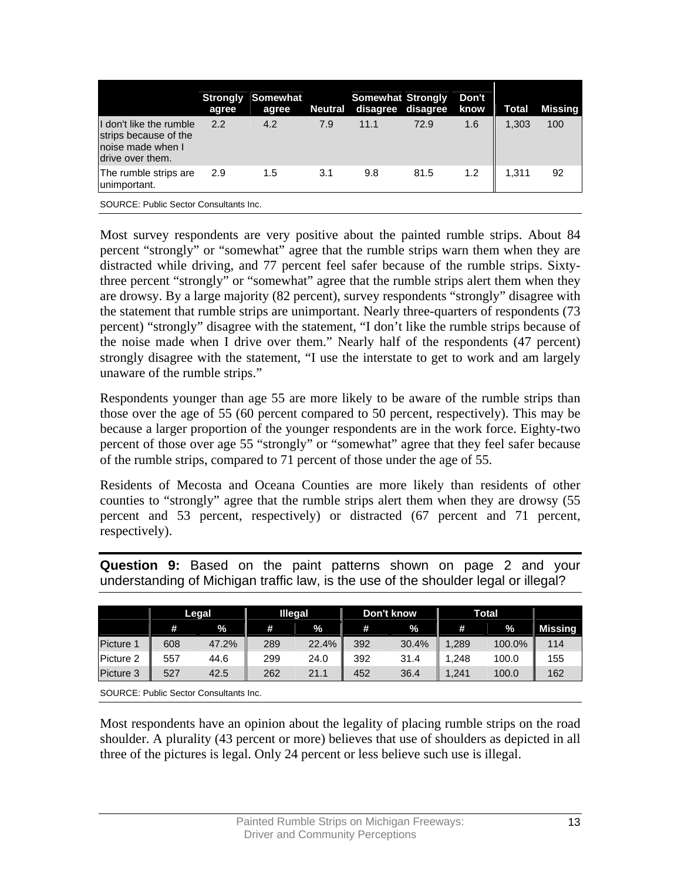| | Strongly agree | Somewhat agree | Neutral | Somewhat disagree | Strongly disagree | Don't know | Total | Missing |
|---|---|---|---|---|---|---|---|---|
| I don't like the rumble strips because of the noise made when I drive over them. | 2.2 | 4.2 | 7.9 | 11.1 | 72.9 | 1.6 | 1,303 | 100 |
| The rumble strips are unimportant. | 2.9 | 1.5 | 3.1 | 9.8 | 81.5 | 1.2 | 1,311 | 92 |

SOURCE: Public Sector Consultants Inc.

Most survey respondents are very positive about the painted rumble strips. About 84 percent "strongly" or "somewhat" agree that the rumble strips warn them when they are distracted while driving, and 77 percent feel safer because of the rumble strips. Sixty-three percent "strongly" or "somewhat" agree that the rumble strips alert them when they are drowsy. By a large majority (82 percent), survey respondents "strongly" disagree with the statement that rumble strips are unimportant. Nearly three-quarters of respondents (73 percent) "strongly" disagree with the statement, "I don't like the rumble strips because of the noise made when I drive over them." Nearly half of the respondents (47 percent) strongly disagree with the statement, "I use the interstate to get to work and am largely unaware of the rumble strips."

Respondents younger than age 55 are more likely to be aware of the rumble strips than those over the age of 55 (60 percent compared to 50 percent, respectively). This may be because a larger proportion of the younger respondents are in the work force. Eighty-two percent of those over age 55 "strongly" or "somewhat" agree that they feel safer because of the rumble strips, compared to 71 percent of those under the age of 55.

Residents of Mecosta and Oceana Counties are more likely than residents of other counties to "strongly" agree that the rumble strips alert them when they are drowsy (55 percent and 53 percent, respectively) or distracted (67 percent and 71 percent, respectively).

**Question 9:** Based on the paint patterns shown on page 2 and your understanding of Michigan traffic law, is the use of the shoulder legal or illegal?

| | Legal | | Illegal | | Don't know | | Total | | |
|---|---|---|---|---|---|---|---|---|---|
| | # | % | # | % | # | % | # | % | Missing |
| Picture 1 | 608 | 47.2% | 289 | 22.4% | 392 | 30.4% | 1,289 | 100.0% | 114 |
| Picture 2 | 557 | 44.6 | 299 | 24.0 | 392 | 31.4 | 1,248 | 100.0 | 155 |
| Picture 3 | 527 | 42.5 | 262 | 21.1 | 452 | 36.4 | 1,241 | 100.0 | 162 |

SOURCE: Public Sector Consultants Inc.

Most respondents have an opinion about the legality of placing rumble strips on the road shoulder. A plurality (43 percent or more) believes that use of shoulders as depicted in all three of the pictures is legal. Only 24 percent or less believe such use is illegal.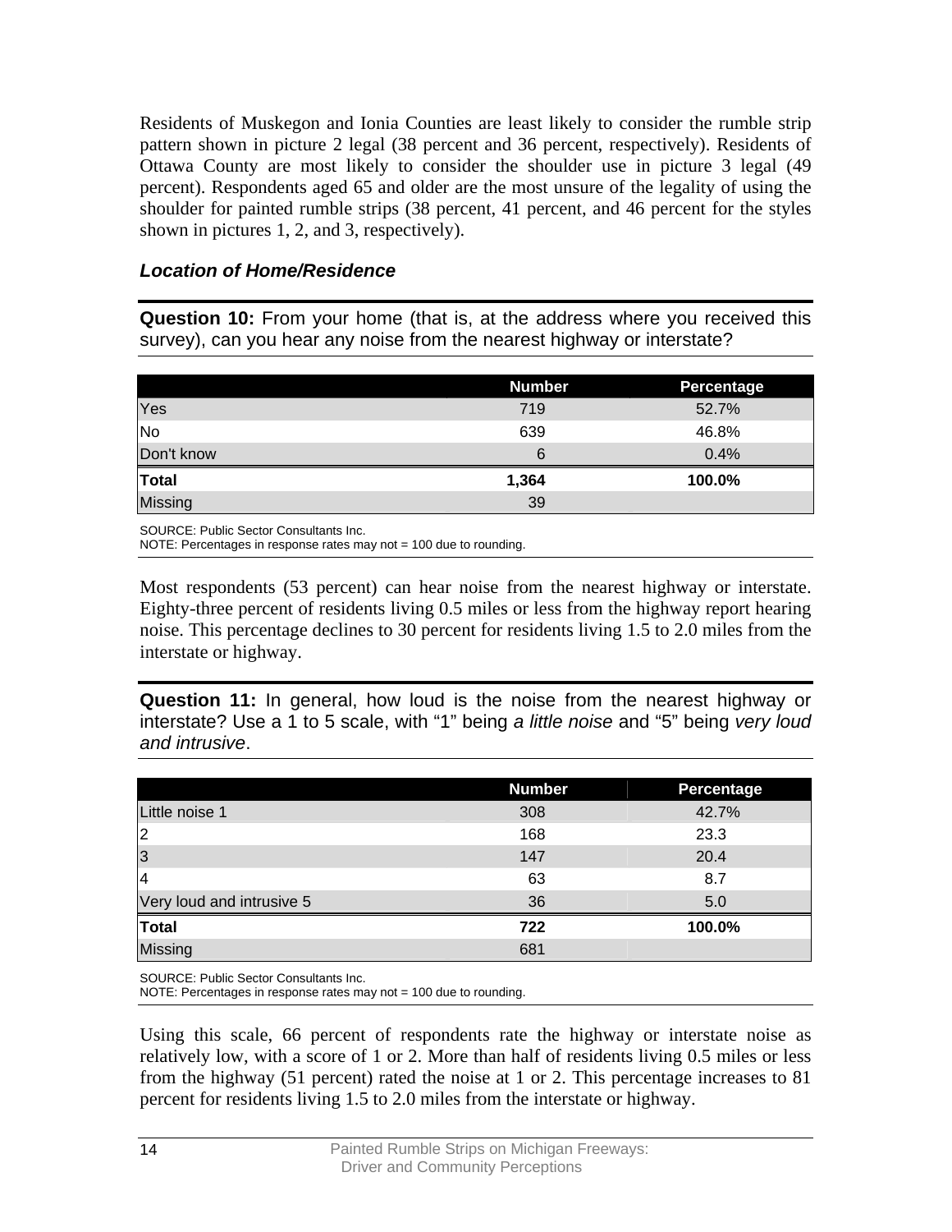Residents of Muskegon and Ionia Counties are least likely to consider the rumble strip pattern shown in picture 2 legal (38 percent and 36 percent, respectively). Residents of Ottawa County are most likely to consider the shoulder use in picture 3 legal (49 percent). Respondents aged 65 and older are the most unsure of the legality of using the shoulder for painted rumble strips (38 percent, 41 percent, and 46 percent for the styles shown in pictures 1, 2, and 3, respectively).

### *Location of Home/Residence*

**Question 10:** From your home (that is, at the address where you received this survey), can you hear any noise from the nearest highway or interstate?

| | Number | Percentage |
|---|---|---|
| Yes | 719 | 52.7% |
| No | 639 | 46.8% |
| Don't know | 6 | 0.4% |
| **Total** | **1,364** | **100.0%** |
| Missing | 39 | |

SOURCE: Public Sector Consultants Inc.
NOTE: Percentages in response rates may not = 100 due to rounding.

Most respondents (53 percent) can hear noise from the nearest highway or interstate. Eighty-three percent of residents living 0.5 miles or less from the highway report hearing noise. This percentage declines to 30 percent for residents living 1.5 to 2.0 miles from the interstate or highway.

**Question 11:** In general, how loud is the noise from the nearest highway or interstate? Use a 1 to 5 scale, with "1" being *a little noise* and "5" being *very loud and intrusive*.

| | Number | Percentage |
|---|---|---|
| Little noise 1 | 308 | 42.7% |
| 2 | 168 | 23.3 |
| 3 | 147 | 20.4 |
| 4 | 63 | 8.7 |
| Very loud and intrusive 5 | 36 | 5.0 |
| **Total** | **722** | **100.0%** |
| Missing | 681 | |

SOURCE: Public Sector Consultants Inc.
NOTE: Percentages in response rates may not = 100 due to rounding.

Using this scale, 66 percent of respondents rate the highway or interstate noise as relatively low, with a score of 1 or 2. More than half of residents living 0.5 miles or less from the highway (51 percent) rated the noise at 1 or 2. This percentage increases to 81 percent for residents living 1.5 to 2.0 miles from the interstate or highway.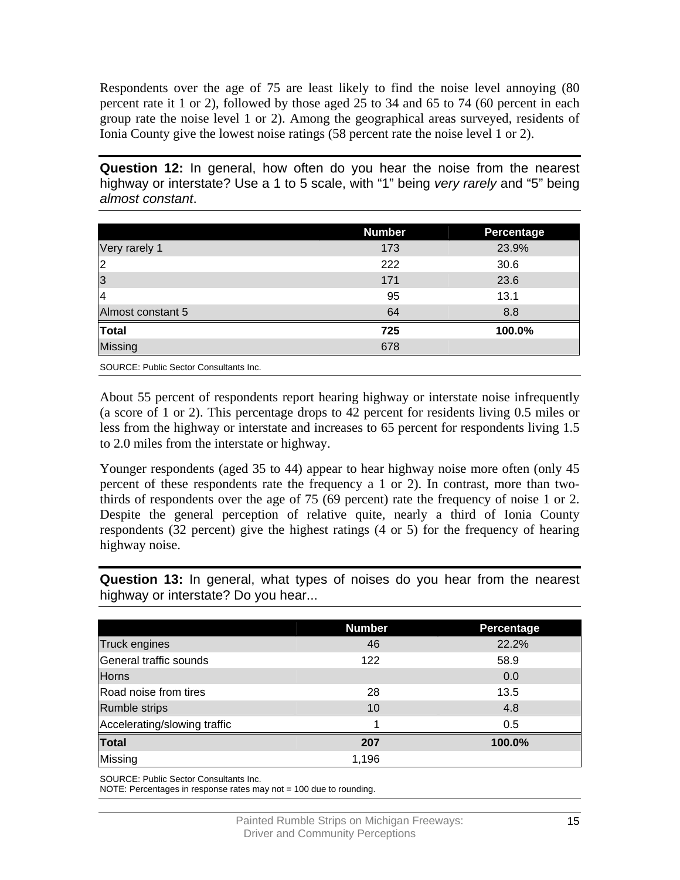Respondents over the age of 75 are least likely to find the noise level annoying (80 percent rate it 1 or 2), followed by those aged 25 to 34 and 65 to 74 (60 percent in each group rate the noise level 1 or 2). Among the geographical areas surveyed, residents of Ionia County give the lowest noise ratings (58 percent rate the noise level 1 or 2).

**Question 12:** In general, how often do you hear the noise from the nearest highway or interstate? Use a 1 to 5 scale, with "1" being *very rarely* and "5" being *almost constant*.

| | Number | Percentage |
|---|---|---|
| Very rarely 1 | 173 | 23.9% |
| 2 | 222 | 30.6 |
| 3 | 171 | 23.6 |
| 4 | 95 | 13.1 |
| Almost constant 5 | 64 | 8.8 |
| **Total** | **725** | **100.0%** |
| Missing | 678 | |

SOURCE: Public Sector Consultants Inc.

About 55 percent of respondents report hearing highway or interstate noise infrequently (a score of 1 or 2). This percentage drops to 42 percent for residents living 0.5 miles or less from the highway or interstate and increases to 65 percent for respondents living 1.5 to 2.0 miles from the interstate or highway.

Younger respondents (aged 35 to 44) appear to hear highway noise more often (only 45 percent of these respondents rate the frequency a 1 or 2). In contrast, more than two-thirds of respondents over the age of 75 (69 percent) rate the frequency of noise 1 or 2. Despite the general perception of relative quite, nearly a third of Ionia County respondents (32 percent) give the highest ratings (4 or 5) for the frequency of hearing highway noise.

**Question 13:** In general, what types of noises do you hear from the nearest highway or interstate? Do you hear...

| | Number | Percentage |
|---|---|---|
| Truck engines | 46 | 22.2% |
| General traffic sounds | 122 | 58.9 |
| Horns | | 0.0 |
| Road noise from tires | 28 | 13.5 |
| Rumble strips | 10 | 4.8 |
| Accelerating/slowing traffic | 1 | 0.5 |
| **Total** | **207** | **100.0%** |
| Missing | 1,196 | |

SOURCE: Public Sector Consultants Inc.
NOTE: Percentages in response rates may not = 100 due to rounding.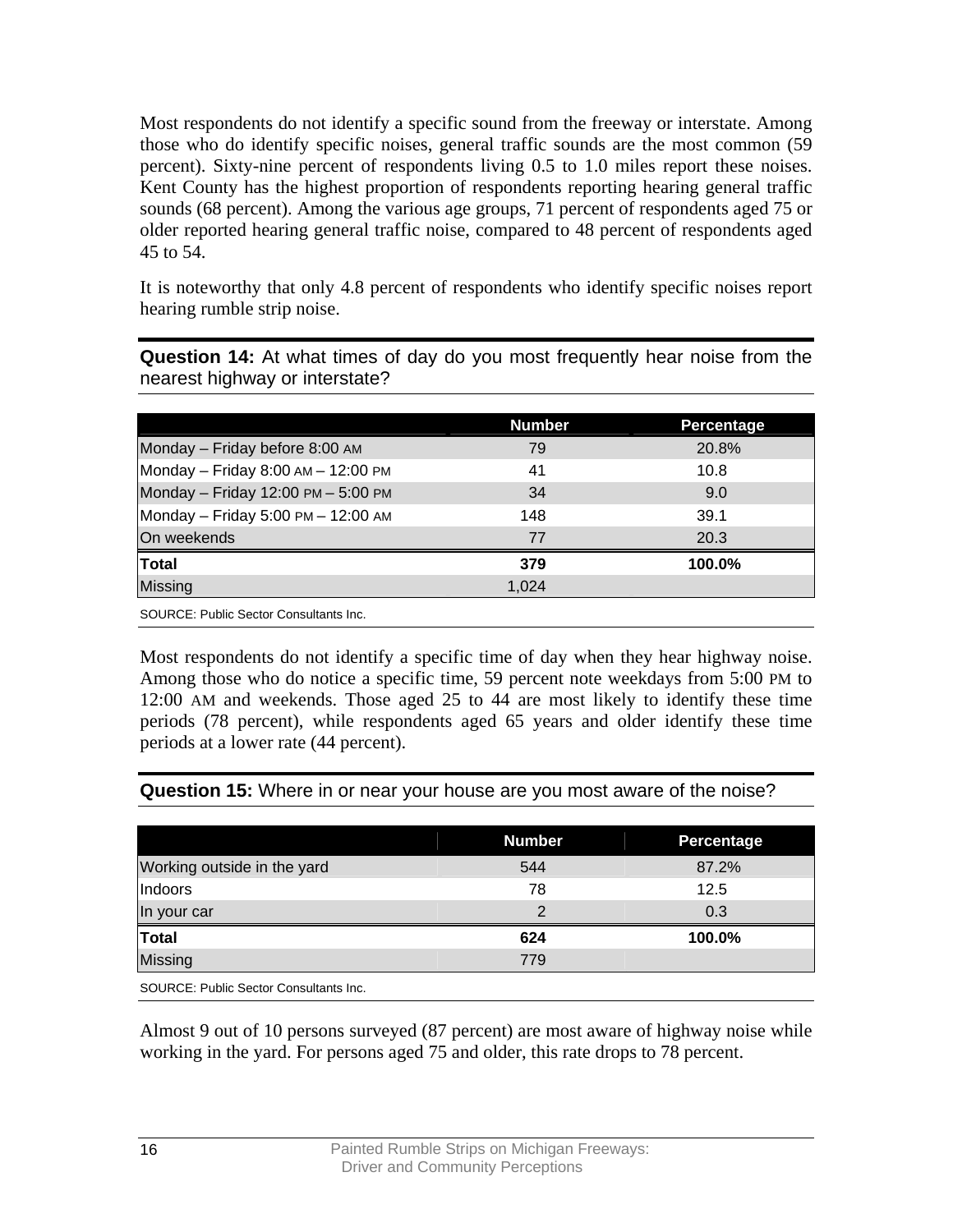Most respondents do not identify a specific sound from the freeway or interstate. Among those who do identify specific noises, general traffic sounds are the most common (59 percent). Sixty-nine percent of respondents living 0.5 to 1.0 miles report these noises. Kent County has the highest proportion of respondents reporting hearing general traffic sounds (68 percent). Among the various age groups, 71 percent of respondents aged 75 or older reported hearing general traffic noise, compared to 48 percent of respondents aged 45 to 54.

It is noteworthy that only 4.8 percent of respondents who identify specific noises report hearing rumble strip noise.

**Question 14:** At what times of day do you most frequently hear noise from the nearest highway or interstate?

| | Number | Percentage |
|---|---|---|
| Monday – Friday before 8:00 AM | 79 | 20.8% |
| Monday – Friday 8:00 AM – 12:00 PM | 41 | 10.8 |
| Monday – Friday 12:00 PM – 5:00 PM | 34 | 9.0 |
| Monday – Friday 5:00 PM – 12:00 AM | 148 | 39.1 |
| On weekends | 77 | 20.3 |
| **Total** | **379** | **100.0%** |
| Missing | 1,024 | |

SOURCE: Public Sector Consultants Inc.

Most respondents do not identify a specific time of day when they hear highway noise. Among those who do notice a specific time, 59 percent note weekdays from 5:00 PM to 12:00 AM and weekends. Those aged 25 to 44 are most likely to identify these time periods (78 percent), while respondents aged 65 years and older identify these time periods at a lower rate (44 percent).

**Question 15:** Where in or near your house are you most aware of the noise?

| | Number | Percentage |
|---|---|---|
| Working outside in the yard | 544 | 87.2% |
| Indoors | 78 | 12.5 |
| In your car | 2 | 0.3 |
| **Total** | **624** | **100.0%** |
| Missing | 779 | |

SOURCE: Public Sector Consultants Inc.

Almost 9 out of 10 persons surveyed (87 percent) are most aware of highway noise while working in the yard. For persons aged 75 and older, this rate drops to 78 percent.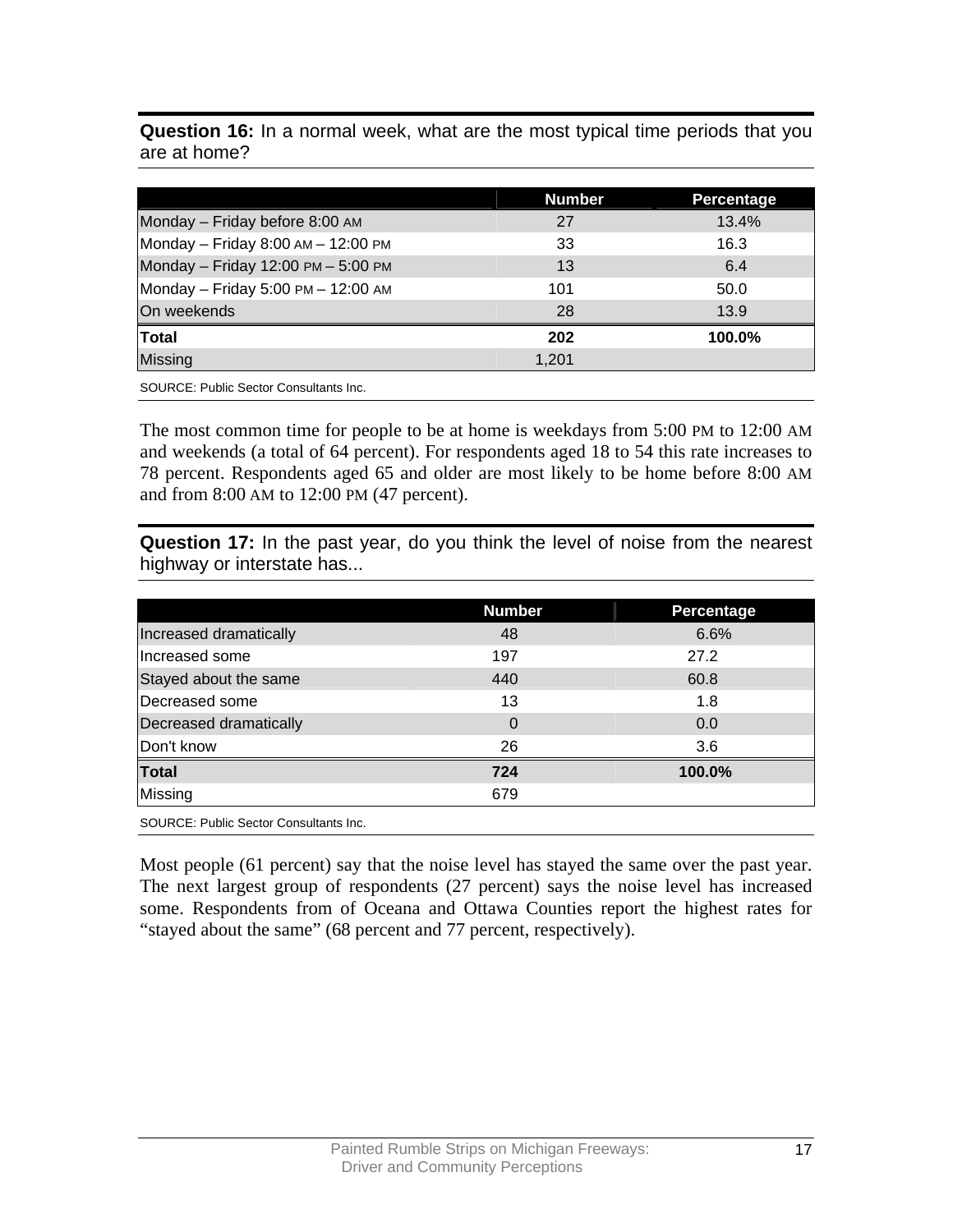**Question 16:** In a normal week, what are the most typical time periods that you are at home?

| | Number | Percentage |
|---|---|---|
| Monday – Friday before 8:00 AM | 27 | 13.4% |
| Monday – Friday 8:00 AM – 12:00 PM | 33 | 16.3 |
| Monday – Friday 12:00 PM – 5:00 PM | 13 | 6.4 |
| Monday – Friday 5:00 PM – 12:00 AM | 101 | 50.0 |
| On weekends | 28 | 13.9 |
| **Total** | **202** | **100.0%** |
| Missing | 1,201 | |

SOURCE: Public Sector Consultants Inc.

The most common time for people to be at home is weekdays from 5:00 PM to 12:00 AM and weekends (a total of 64 percent). For respondents aged 18 to 54 this rate increases to 78 percent. Respondents aged 65 and older are most likely to be home before 8:00 AM and from 8:00 AM to 12:00 PM (47 percent).

**Question 17:** In the past year, do you think the level of noise from the nearest highway or interstate has...

| | Number | Percentage |
|---|---|---|
| Increased dramatically | 48 | 6.6% |
| Increased some | 197 | 27.2 |
| Stayed about the same | 440 | 60.8 |
| Decreased some | 13 | 1.8 |
| Decreased dramatically | 0 | 0.0 |
| Don't know | 26 | 3.6 |
| **Total** | **724** | **100.0%** |
| Missing | 679 | |

SOURCE: Public Sector Consultants Inc.

Most people (61 percent) say that the noise level has stayed the same over the past year. The next largest group of respondents (27 percent) says the noise level has increased some. Respondents from of Oceana and Ottawa Counties report the highest rates for "stayed about the same" (68 percent and 77 percent, respectively).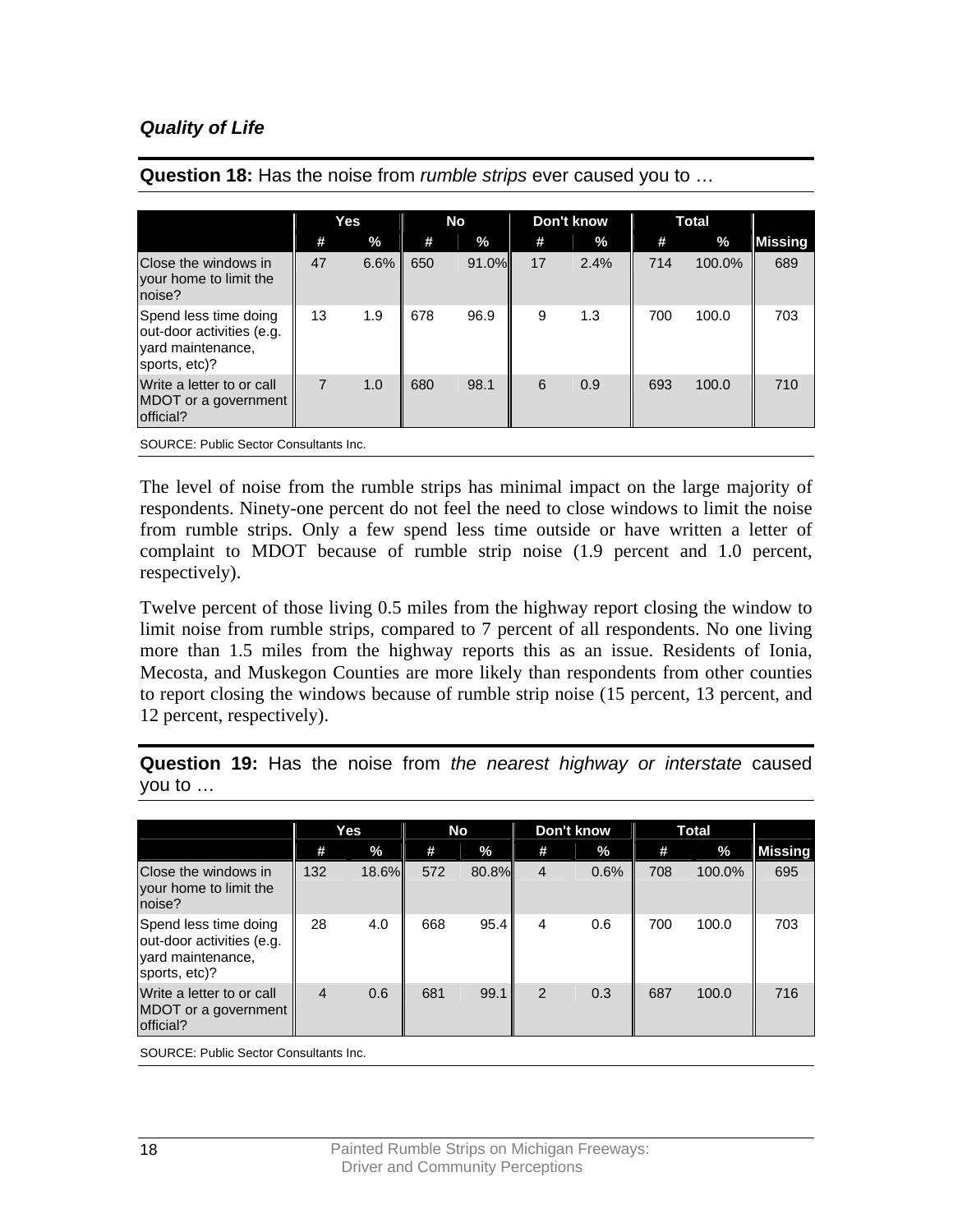### *Quality of Life*

**Question 18:** Has the noise from *rumble strips* ever caused you to …

| | Yes | | No | | Don't know | | Total | | |
|---|---|---|---|---|---|---|---|---|---|
| | # | % | # | % | # | % | # | % | Missing |
| Close the windows in your home to limit the noise? | 47 | 6.6% | 650 | 91.0% | 17 | 2.4% | 714 | 100.0% | 689 |
| Spend less time doing out-door activities (e.g. yard maintenance, sports, etc)? | 13 | 1.9 | 678 | 96.9 | 9 | 1.3 | 700 | 100.0 | 703 |
| Write a letter to or call MDOT or a government official? | 7 | 1.0 | 680 | 98.1 | 6 | 0.9 | 693 | 100.0 | 710 |

SOURCE: Public Sector Consultants Inc.

The level of noise from the rumble strips has minimal impact on the large majority of respondents. Ninety-one percent do not feel the need to close windows to limit the noise from rumble strips. Only a few spend less time outside or have written a letter of complaint to MDOT because of rumble strip noise (1.9 percent and 1.0 percent, respectively).

Twelve percent of those living 0.5 miles from the highway report closing the window to limit noise from rumble strips, compared to 7 percent of all respondents. No one living more than 1.5 miles from the highway reports this as an issue. Residents of Ionia, Mecosta, and Muskegon Counties are more likely than respondents from other counties to report closing the windows because of rumble strip noise (15 percent, 13 percent, and 12 percent, respectively).

**Question 19:** Has the noise from *the nearest highway or interstate* caused you to …

| | Yes | | No | | Don't know | | Total | | |
|---|---|---|---|---|---|---|---|---|---|
| | # | % | # | % | # | % | # | % | Missing |
| Close the windows in your home to limit the noise? | 132 | 18.6% | 572 | 80.8% | 4 | 0.6% | 708 | 100.0% | 695 |
| Spend less time doing out-door activities (e.g. yard maintenance, sports, etc)? | 28 | 4.0 | 668 | 95.4 | 4 | 0.6 | 700 | 100.0 | 703 |
| Write a letter to or call MDOT or a government official? | 4 | 0.6 | 681 | 99.1 | 2 | 0.3 | 687 | 100.0 | 716 |

SOURCE: Public Sector Consultants Inc.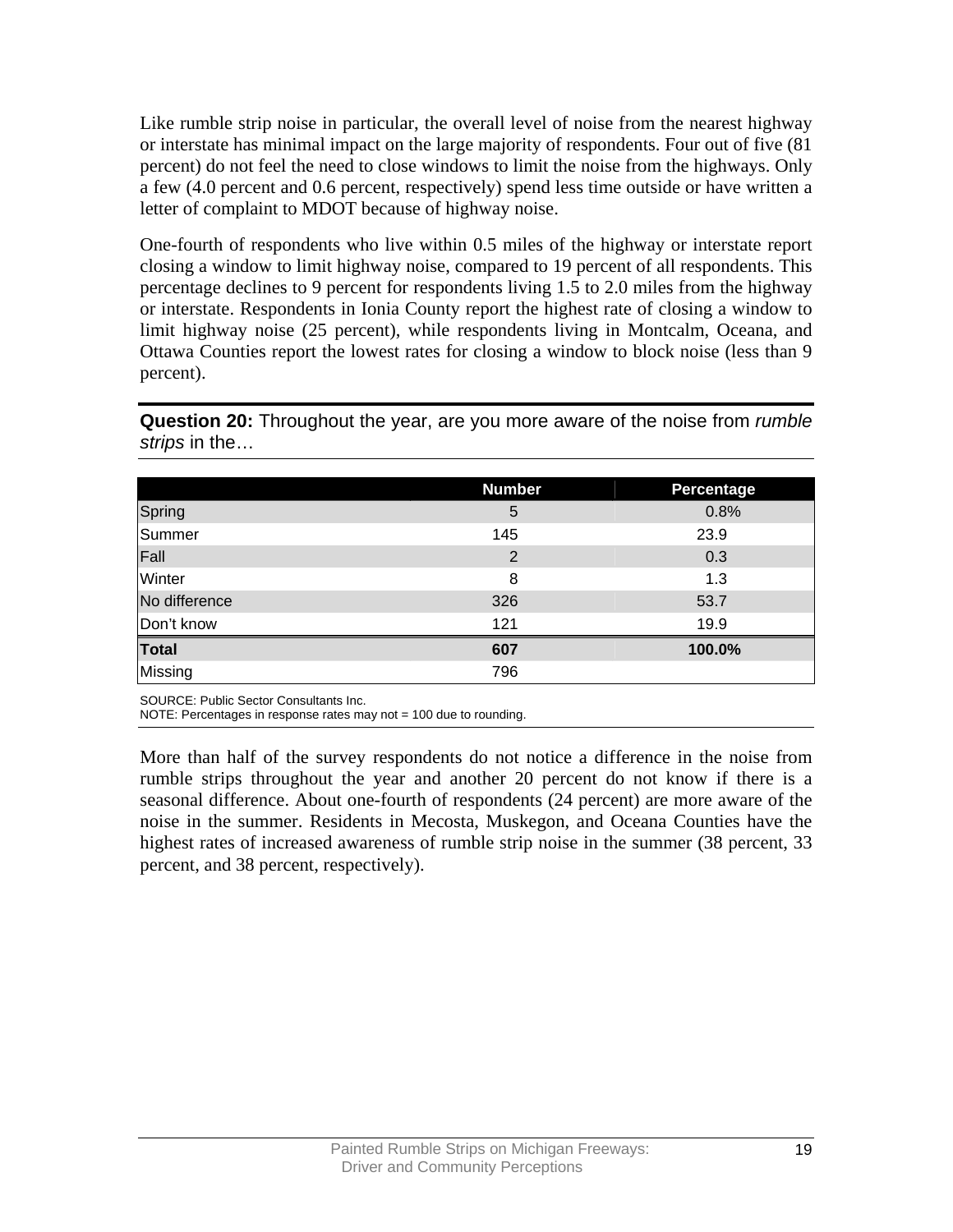Like rumble strip noise in particular, the overall level of noise from the nearest highway or interstate has minimal impact on the large majority of respondents. Four out of five (81 percent) do not feel the need to close windows to limit the noise from the highways. Only a few (4.0 percent and 0.6 percent, respectively) spend less time outside or have written a letter of complaint to MDOT because of highway noise.

One-fourth of respondents who live within 0.5 miles of the highway or interstate report closing a window to limit highway noise, compared to 19 percent of all respondents. This percentage declines to 9 percent for respondents living 1.5 to 2.0 miles from the highway or interstate. Respondents in Ionia County report the highest rate of closing a window to limit highway noise (25 percent), while respondents living in Montcalm, Oceana, and Ottawa Counties report the lowest rates for closing a window to block noise (less than 9 percent).

**Question 20:** Throughout the year, are you more aware of the noise from *rumble strips* in the…

| | Number | Percentage |
|---|---|---|
| Spring | 5 | 0.8% |
| Summer | 145 | 23.9 |
| Fall | 2 | 0.3 |
| Winter | 8 | 1.3 |
| No difference | 326 | 53.7 |
| Don't know | 121 | 19.9 |
| **Total** | **607** | **100.0%** |
| Missing | 796 | |

SOURCE: Public Sector Consultants Inc.
NOTE: Percentages in response rates may not = 100 due to rounding.

More than half of the survey respondents do not notice a difference in the noise from rumble strips throughout the year and another 20 percent do not know if there is a seasonal difference. About one-fourth of respondents (24 percent) are more aware of the noise in the summer. Residents in Mecosta, Muskegon, and Oceana Counties have the highest rates of increased awareness of rumble strip noise in the summer (38 percent, 33 percent, and 38 percent, respectively).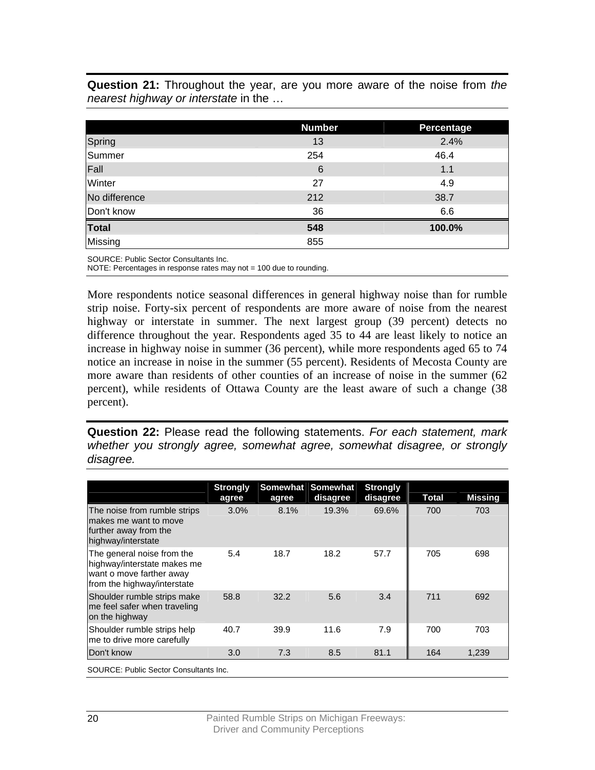**Question 21:** Throughout the year, are you more aware of the noise from *the nearest highway or interstate* in the …

| | Number | Percentage |
|---|---|---|
| Spring | 13 | 2.4% |
| Summer | 254 | 46.4 |
| Fall | 6 | 1.1 |
| Winter | 27 | 4.9 |
| No difference | 212 | 38.7 |
| Don't know | 36 | 6.6 |
| **Total** | **548** | **100.0%** |
| Missing | 855 | |

SOURCE: Public Sector Consultants Inc.
NOTE: Percentages in response rates may not = 100 due to rounding.

More respondents notice seasonal differences in general highway noise than for rumble strip noise. Forty-six percent of respondents are more aware of noise from the nearest highway or interstate in summer. The next largest group (39 percent) detects no difference throughout the year. Respondents aged 35 to 44 are least likely to notice an increase in highway noise in summer (36 percent), while more respondents aged 65 to 74 notice an increase in noise in the summer (55 percent). Residents of Mecosta County are more aware than residents of other counties of an increase of noise in the summer (62 percent), while residents of Ottawa County are the least aware of such a change (38 percent).

**Question 22:** Please read the following statements. *For each statement, mark whether you strongly agree, somewhat agree, somewhat disagree, or strongly disagree.*

| | Strongly agree | Somewhat agree | Somewhat disagree | Strongly disagree | Total | Missing |
|---|---|---|---|---|---|---|
| The noise from rumble strips makes me want to move further away from the highway/interstate | 3.0% | 8.1% | 19.3% | 69.6% | 700 | 703 |
| The general noise from the highway/interstate makes me want o move farther away from the highway/interstate | 5.4 | 18.7 | 18.2 | 57.7 | 705 | 698 |
| Shoulder rumble strips make me feel safer when traveling on the highway | 58.8 | 32.2 | 5.6 | 3.4 | 711 | 692 |
| Shoulder rumble strips help me to drive more carefully | 40.7 | 39.9 | 11.6 | 7.9 | 700 | 703 |
| Don't know | 3.0 | 7.3 | 8.5 | 81.1 | 164 | 1,239 |

SOURCE: Public Sector Consultants Inc.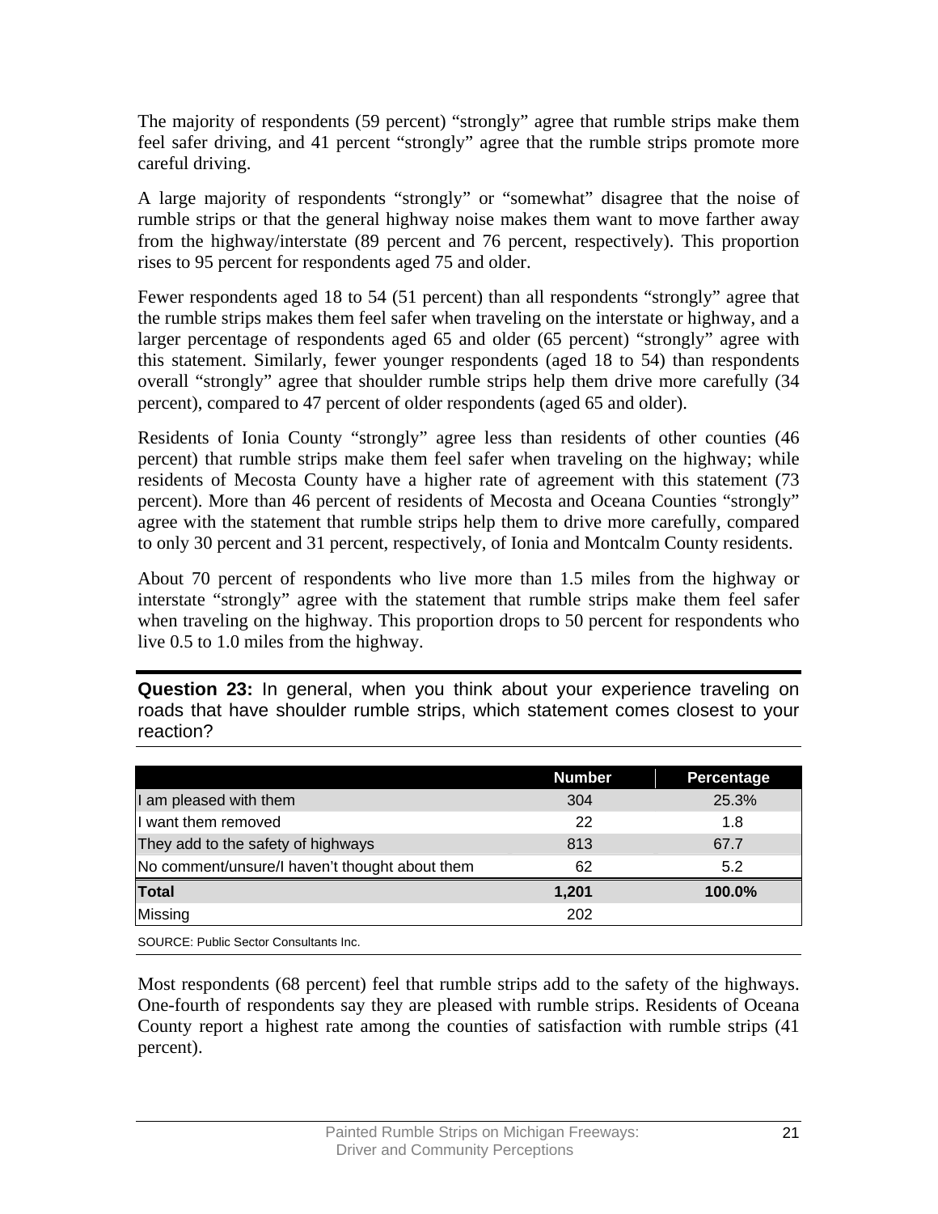The majority of respondents (59 percent) "strongly" agree that rumble strips make them feel safer driving, and 41 percent "strongly" agree that the rumble strips promote more careful driving.

A large majority of respondents "strongly" or "somewhat" disagree that the noise of rumble strips or that the general highway noise makes them want to move farther away from the highway/interstate (89 percent and 76 percent, respectively). This proportion rises to 95 percent for respondents aged 75 and older.

Fewer respondents aged 18 to 54 (51 percent) than all respondents "strongly" agree that the rumble strips makes them feel safer when traveling on the interstate or highway, and a larger percentage of respondents aged 65 and older (65 percent) "strongly" agree with this statement. Similarly, fewer younger respondents (aged 18 to 54) than respondents overall "strongly" agree that shoulder rumble strips help them drive more carefully (34 percent), compared to 47 percent of older respondents (aged 65 and older).

Residents of Ionia County "strongly" agree less than residents of other counties (46 percent) that rumble strips make them feel safer when traveling on the highway; while residents of Mecosta County have a higher rate of agreement with this statement (73 percent). More than 46 percent of residents of Mecosta and Oceana Counties "strongly" agree with the statement that rumble strips help them to drive more carefully, compared to only 30 percent and 31 percent, respectively, of Ionia and Montcalm County residents.

About 70 percent of respondents who live more than 1.5 miles from the highway or interstate "strongly" agree with the statement that rumble strips make them feel safer when traveling on the highway. This proportion drops to 50 percent for respondents who live 0.5 to 1.0 miles from the highway.

**Question 23:** In general, when you think about your experience traveling on roads that have shoulder rumble strips, which statement comes closest to your reaction?

| | Number | Percentage |
|---|---|---|
| I am pleased with them | 304 | 25.3% |
| I want them removed | 22 | 1.8 |
| They add to the safety of highways | 813 | 67.7 |
| No comment/unsure/I haven't thought about them | 62 | 5.2 |
| **Total** | **1,201** | **100.0%** |
| Missing | 202 | |

SOURCE: Public Sector Consultants Inc.

Most respondents (68 percent) feel that rumble strips add to the safety of the highways. One-fourth of respondents say they are pleased with rumble strips. Residents of Oceana County report a highest rate among the counties of satisfaction with rumble strips (41 percent).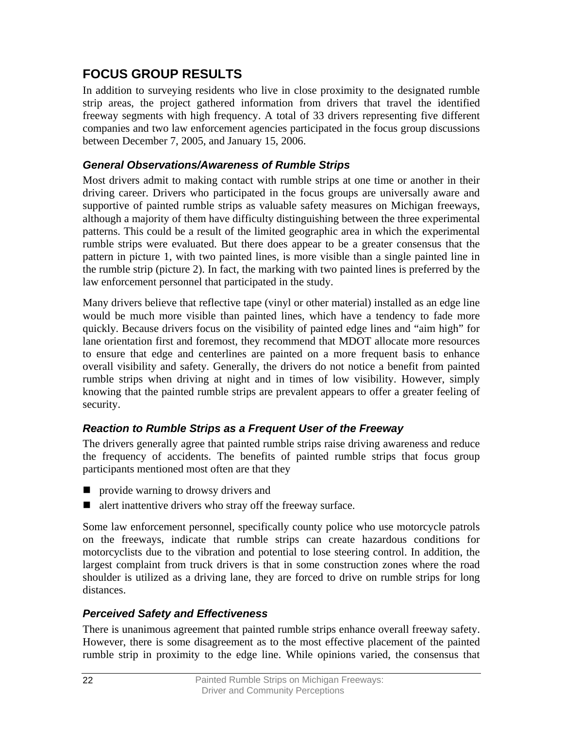## FOCUS GROUP RESULTS

In addition to surveying residents who live in close proximity to the designated rumble strip areas, the project gathered information from drivers that travel the identified freeway segments with high frequency. A total of 33 drivers representing five different companies and two law enforcement agencies participated in the focus group discussions between December 7, 2005, and January 15, 2006.

### *General Observations/Awareness of Rumble Strips*

Most drivers admit to making contact with rumble strips at one time or another in their driving career. Drivers who participated in the focus groups are universally aware and supportive of painted rumble strips as valuable safety measures on Michigan freeways, although a majority of them have difficulty distinguishing between the three experimental patterns. This could be a result of the limited geographic area in which the experimental rumble strips were evaluated. But there does appear to be a greater consensus that the pattern in picture 1, with two painted lines, is more visible than a single painted line in the rumble strip (picture 2). In fact, the marking with two painted lines is preferred by the law enforcement personnel that participated in the study.

Many drivers believe that reflective tape (vinyl or other material) installed as an edge line would be much more visible than painted lines, which have a tendency to fade more quickly. Because drivers focus on the visibility of painted edge lines and "aim high" for lane orientation first and foremost, they recommend that MDOT allocate more resources to ensure that edge and centerlines are painted on a more frequent basis to enhance overall visibility and safety. Generally, the drivers do not notice a benefit from painted rumble strips when driving at night and in times of low visibility. However, simply knowing that the painted rumble strips are prevalent appears to offer a greater feeling of security.

### *Reaction to Rumble Strips as a Frequent User of the Freeway*

The drivers generally agree that painted rumble strips raise driving awareness and reduce the frequency of accidents. The benefits of painted rumble strips that focus group participants mentioned most often are that they

- provide warning to drowsy drivers and
- alert inattentive drivers who stray off the freeway surface.

Some law enforcement personnel, specifically county police who use motorcycle patrols on the freeways, indicate that rumble strips can create hazardous conditions for motorcyclists due to the vibration and potential to lose steering control. In addition, the largest complaint from truck drivers is that in some construction zones where the road shoulder is utilized as a driving lane, they are forced to drive on rumble strips for long distances.

### *Perceived Safety and Effectiveness*

There is unanimous agreement that painted rumble strips enhance overall freeway safety. However, there is some disagreement as to the most effective placement of the painted rumble strip in proximity to the edge line. While opinions varied, the consensus that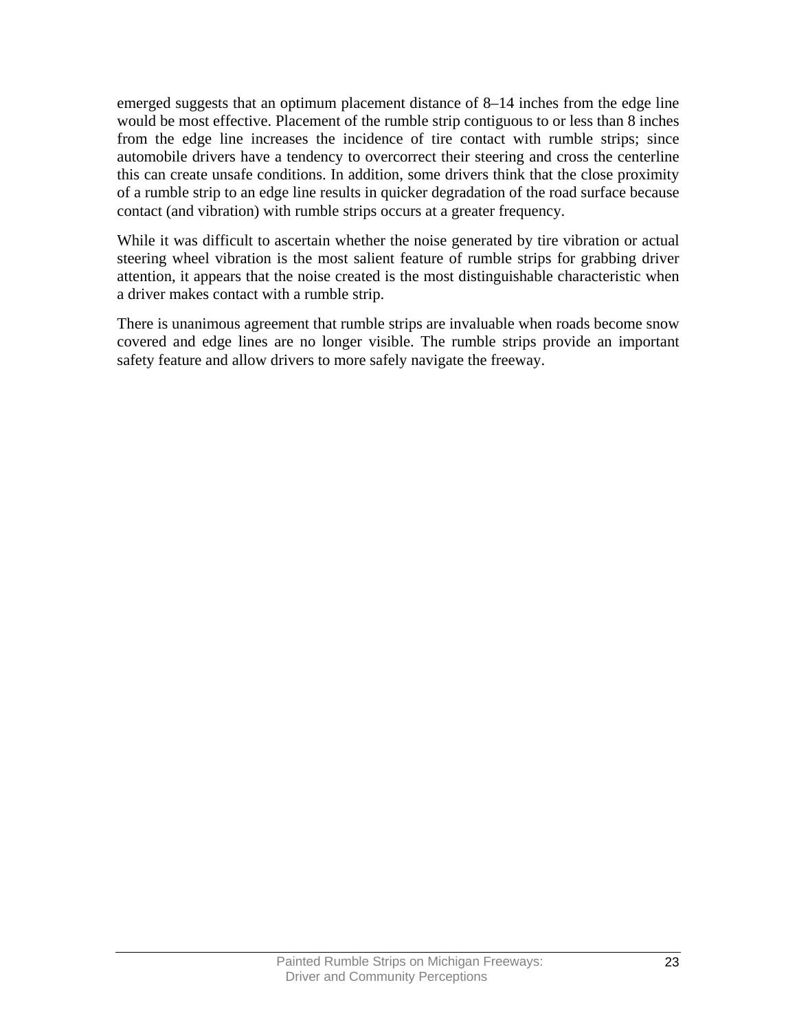emerged suggests that an optimum placement distance of 8–14 inches from the edge line would be most effective. Placement of the rumble strip contiguous to or less than 8 inches from the edge line increases the incidence of tire contact with rumble strips; since automobile drivers have a tendency to overcorrect their steering and cross the centerline this can create unsafe conditions. In addition, some drivers think that the close proximity of a rumble strip to an edge line results in quicker degradation of the road surface because contact (and vibration) with rumble strips occurs at a greater frequency.

While it was difficult to ascertain whether the noise generated by tire vibration or actual steering wheel vibration is the most salient feature of rumble strips for grabbing driver attention, it appears that the noise created is the most distinguishable characteristic when a driver makes contact with a rumble strip.

There is unanimous agreement that rumble strips are invaluable when roads become snow covered and edge lines are no longer visible. The rumble strips provide an important safety feature and allow drivers to more safely navigate the freeway.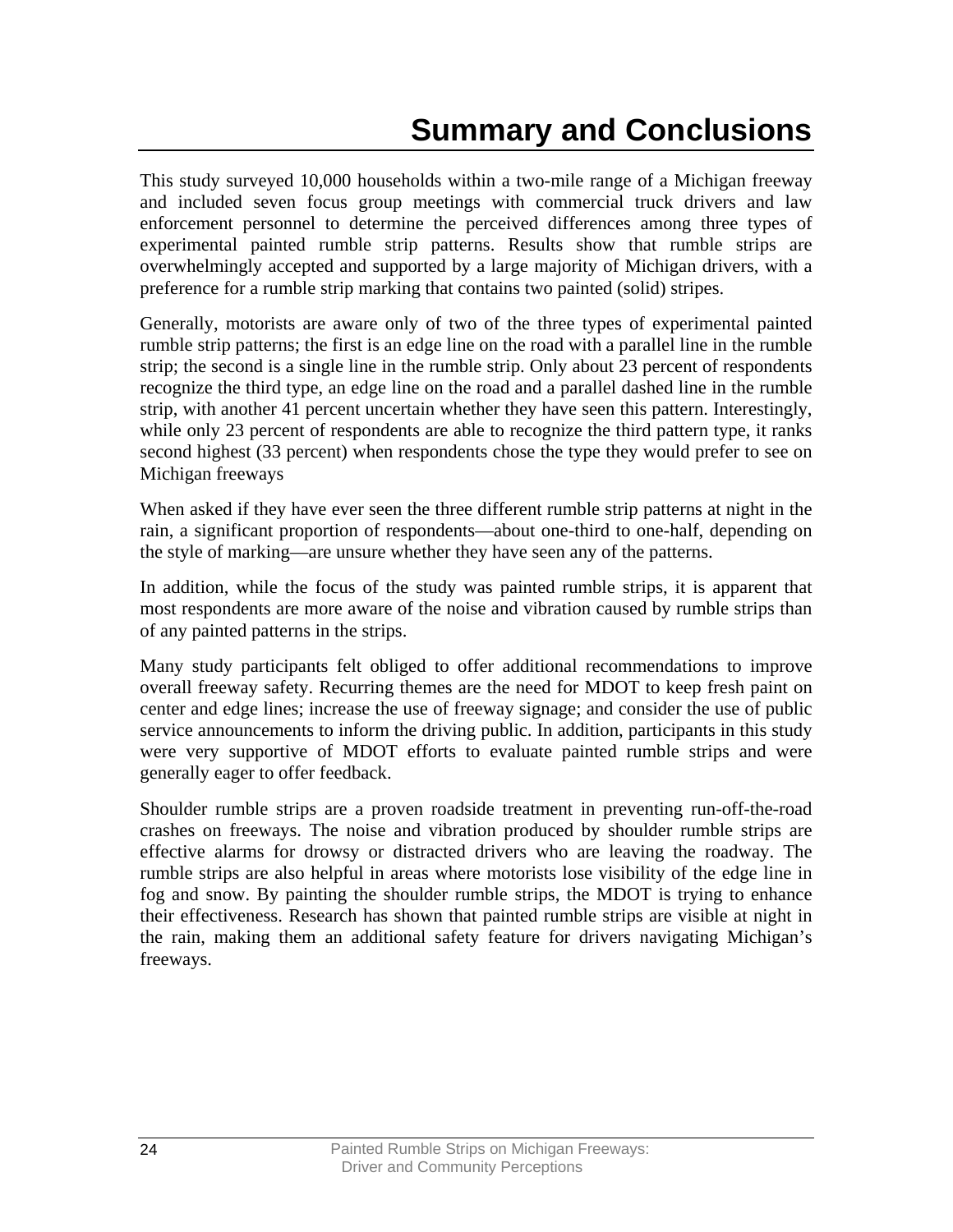# Summary and Conclusions

This study surveyed 10,000 households within a two-mile range of a Michigan freeway and included seven focus group meetings with commercial truck drivers and law enforcement personnel to determine the perceived differences among three types of experimental painted rumble strip patterns. Results show that rumble strips are overwhelmingly accepted and supported by a large majority of Michigan drivers, with a preference for a rumble strip marking that contains two painted (solid) stripes.

Generally, motorists are aware only of two of the three types of experimental painted rumble strip patterns; the first is an edge line on the road with a parallel line in the rumble strip; the second is a single line in the rumble strip. Only about 23 percent of respondents recognize the third type, an edge line on the road and a parallel dashed line in the rumble strip, with another 41 percent uncertain whether they have seen this pattern. Interestingly, while only 23 percent of respondents are able to recognize the third pattern type, it ranks second highest (33 percent) when respondents chose the type they would prefer to see on Michigan freeways

When asked if they have ever seen the three different rumble strip patterns at night in the rain, a significant proportion of respondents—about one-third to one-half, depending on the style of marking—are unsure whether they have seen any of the patterns.

In addition, while the focus of the study was painted rumble strips, it is apparent that most respondents are more aware of the noise and vibration caused by rumble strips than of any painted patterns in the strips.

Many study participants felt obliged to offer additional recommendations to improve overall freeway safety. Recurring themes are the need for MDOT to keep fresh paint on center and edge lines; increase the use of freeway signage; and consider the use of public service announcements to inform the driving public. In addition, participants in this study were very supportive of MDOT efforts to evaluate painted rumble strips and were generally eager to offer feedback.

Shoulder rumble strips are a proven roadside treatment in preventing run-off-the-road crashes on freeways. The noise and vibration produced by shoulder rumble strips are effective alarms for drowsy or distracted drivers who are leaving the roadway. The rumble strips are also helpful in areas where motorists lose visibility of the edge line in fog and snow. By painting the shoulder rumble strips, the MDOT is trying to enhance their effectiveness. Research has shown that painted rumble strips are visible at night in the rain, making them an additional safety feature for drivers navigating Michigan's freeways.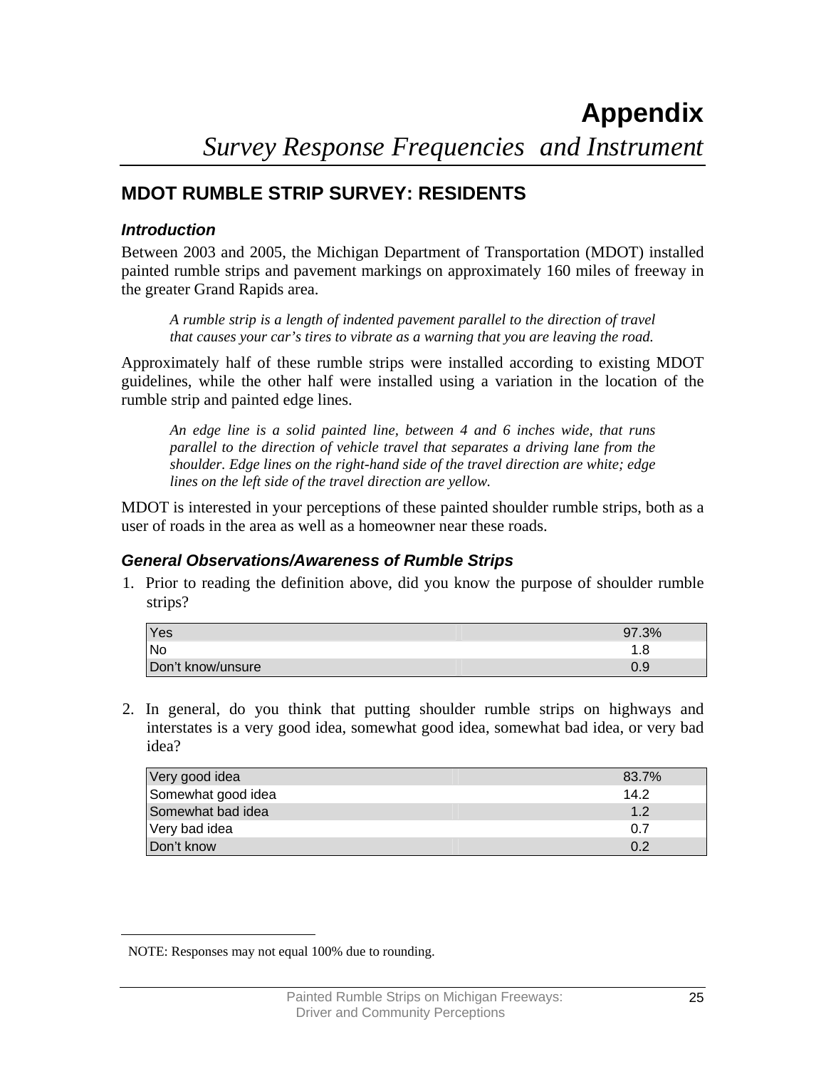# Appendix

*Survey Response Frequencies and Instrument*

## MDOT RUMBLE STRIP SURVEY: RESIDENTS

### *Introduction*

Between 2003 and 2005, the Michigan Department of Transportation (MDOT) installed painted rumble strips and pavement markings on approximately 160 miles of freeway in the greater Grand Rapids area.

> *A rumble strip is a length of indented pavement parallel to the direction of travel that causes your car's tires to vibrate as a warning that you are leaving the road.*

Approximately half of these rumble strips were installed according to existing MDOT guidelines, while the other half were installed using a variation in the location of the rumble strip and painted edge lines.

> *An edge line is a solid painted line, between 4 and 6 inches wide, that runs parallel to the direction of vehicle travel that separates a driving lane from the shoulder. Edge lines on the right-hand side of the travel direction are white; edge lines on the left side of the travel direction are yellow.*

MDOT is interested in your perceptions of these painted shoulder rumble strips, both as a user of roads in the area as well as a homeowner near these roads.

### *General Observations/Awareness of Rumble Strips*

1. Prior to reading the definition above, did you know the purpose of shoulder rumble strips?

| | |
|---|---|
| Yes | 97.3% |
| No | 1.8 |
| Don't know/unsure | 0.9 |

2. In general, do you think that putting shoulder rumble strips on highways and interstates is a very good idea, somewhat good idea, somewhat bad idea, or very bad idea?

| | |
|---|---|
| Very good idea | 83.7% |
| Somewhat good idea | 14.2 |
| Somewhat bad idea | 1.2 |
| Very bad idea | 0.7 |
| Don't know | 0.2 |

NOTE: Responses may not equal 100% due to rounding.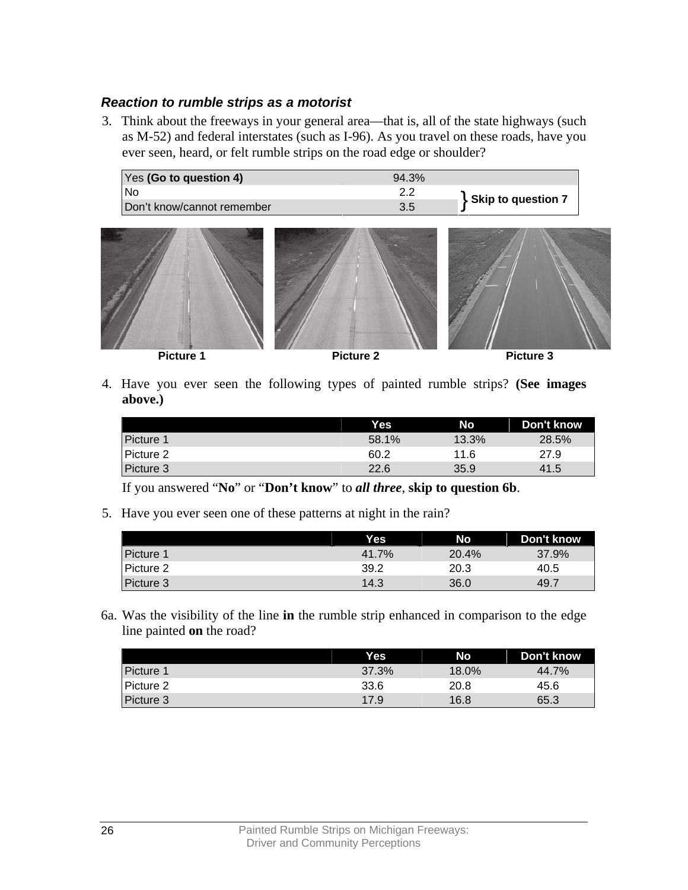### *Reaction to rumble strips as a motorist*

3. Think about the freeways in your general area—that is, all of the state highways (such as M-52) and federal interstates (such as I-96). As you travel on these roads, have you ever seen, heard, or felt rumble strips on the road edge or shoulder?

| | | |
|---|---|---|
| Yes **(Go to question 4)** | 94.3% | |
| No | 2.2 | **Skip to question 7** |
| Don't know/cannot remember | 3.5 | |

Picture 1 Picture 2 Picture 3

4. Have you ever seen the following types of painted rumble strips? **(See images above.)**

| | Yes | No | Don't know |
|---|---|---|---|
| Picture 1 | 58.1% | 13.3% | 28.5% |
| Picture 2 | 60.2 | 11.6 | 27.9 |
| Picture 3 | 22.6 | 35.9 | 41.5 |

If you answered "**No**" or "**Don't know**" to ***all three***, **skip to question 6b**.

5. Have you ever seen one of these patterns at night in the rain?

| | Yes | No | Don't know |
|---|---|---|---|
| Picture 1 | 41.7% | 20.4% | 37.9% |
| Picture 2 | 39.2 | 20.3 | 40.5 |
| Picture 3 | 14.3 | 36.0 | 49.7 |

6a. Was the visibility of the line **in** the rumble strip enhanced in comparison to the edge line painted **on** the road?

| | Yes | No | Don't know |
|---|---|---|---|
| Picture 1 | 37.3% | 18.0% | 44.7% |
| Picture 2 | 33.6 | 20.8 | 45.6 |
| Picture 3 | 17.9 | 16.8 | 65.3 |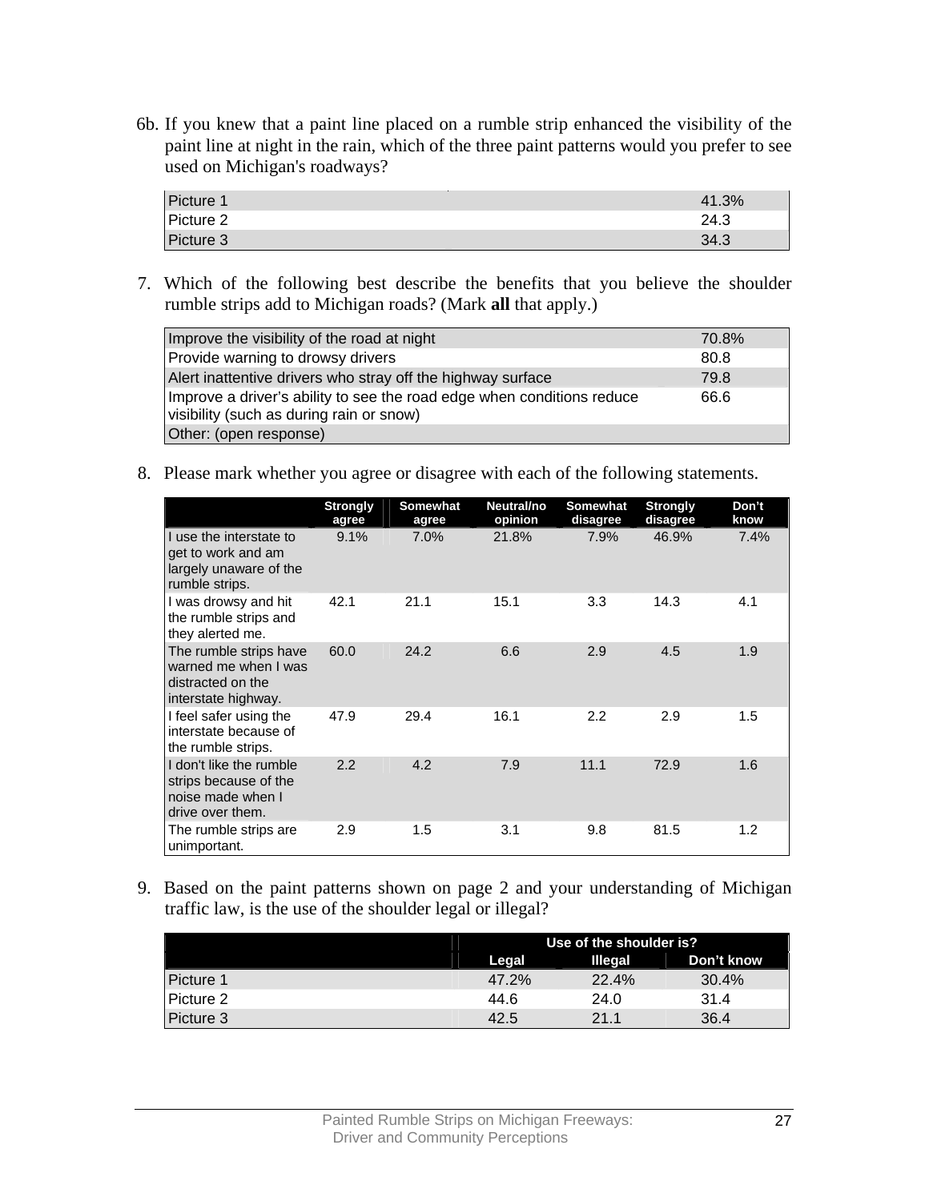6b. If you knew that a paint line placed on a rumble strip enhanced the visibility of the paint line at night in the rain, which of the three paint patterns would you prefer to see used on Michigan's roadways?

| | |
|---|---|
| Picture 1 | 41.3% |
| Picture 2 | 24.3 |
| Picture 3 | 34.3 |

7. Which of the following best describe the benefits that you believe the shoulder rumble strips add to Michigan roads? (Mark **all** that apply.)

| | |
|---|---|
| Improve the visibility of the road at night | 70.8% |
| Provide warning to drowsy drivers | 80.8 |
| Alert inattentive drivers who stray off the highway surface | 79.8 |
| Improve a driver's ability to see the road edge when conditions reduce visibility (such as during rain or snow) | 66.6 |
| Other: (open response) | |

8. Please mark whether you agree or disagree with each of the following statements.

| | Strongly agree | Somewhat agree | Neutral/no opinion | Somewhat disagree | Strongly disagree | Don't know |
|---|---|---|---|---|---|---|
| I use the interstate to get to work and am largely unaware of the rumble strips. | 9.1% | 7.0% | 21.8% | 7.9% | 46.9% | 7.4% |
| I was drowsy and hit the rumble strips and they alerted me. | 42.1 | 21.1 | 15.1 | 3.3 | 14.3 | 4.1 |
| The rumble strips have warned me when I was distracted on the interstate highway. | 60.0 | 24.2 | 6.6 | 2.9 | 4.5 | 1.9 |
| I feel safer using the interstate because of the rumble strips. | 47.9 | 29.4 | 16.1 | 2.2 | 2.9 | 1.5 |
| I don't like the rumble strips because of the noise made when I drive over them. | 2.2 | 4.2 | 7.9 | 11.1 | 72.9 | 1.6 |
| The rumble strips are unimportant. | 2.9 | 1.5 | 3.1 | 9.8 | 81.5 | 1.2 |

9. Based on the paint patterns shown on page 2 and your understanding of Michigan traffic law, is the use of the shoulder legal or illegal?

| | Use of the shoulder is? | | |
|---|---|---|---|
| | Legal | Illegal | Don't know |
| Picture 1 | 47.2% | 22.4% | 30.4% |
| Picture 2 | 44.6 | 24.0 | 31.4 |
| Picture 3 | 42.5 | 21.1 | 36.4 |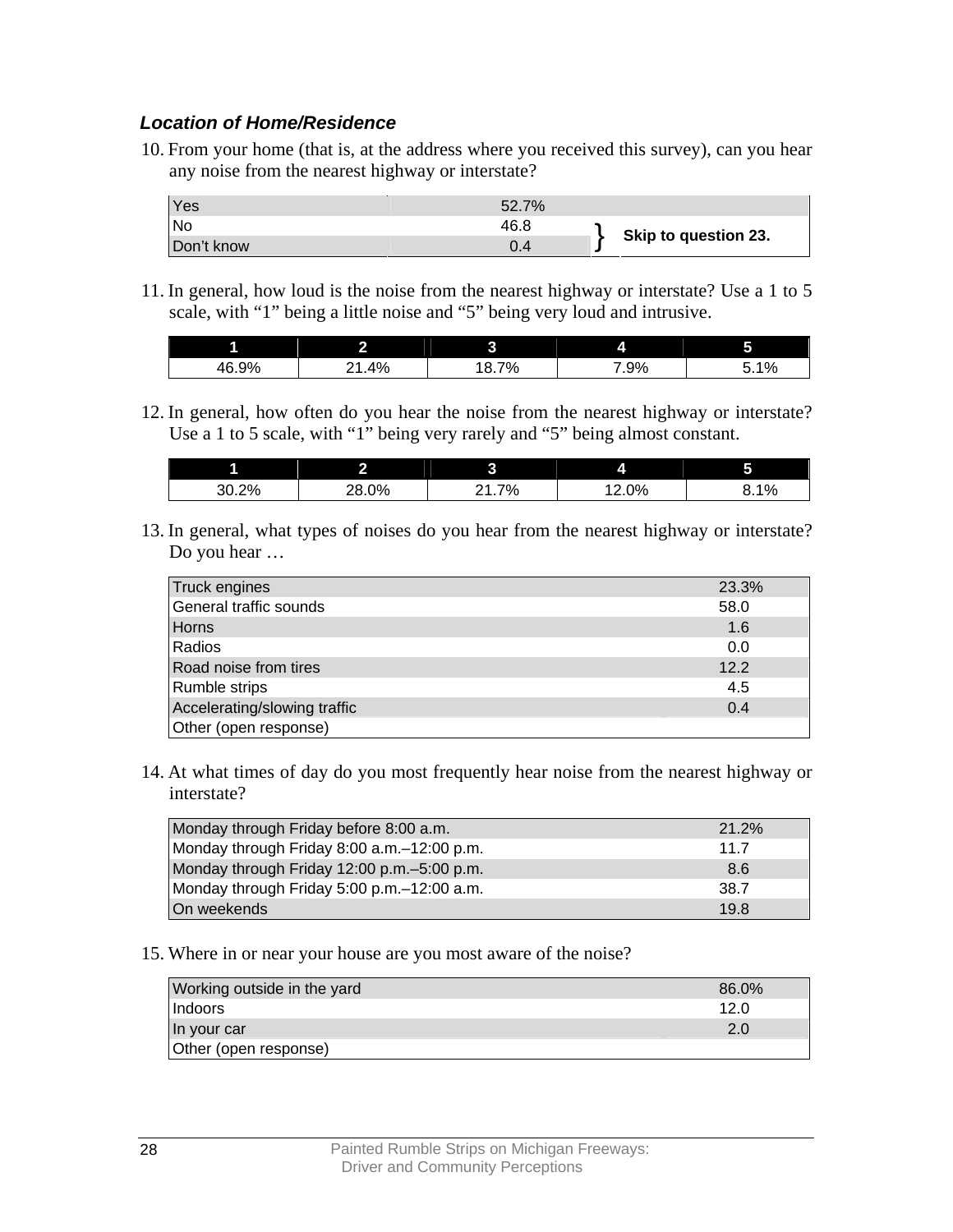### *Location of Home/Residence*

10. From your home (that is, at the address where you received this survey), can you hear any noise from the nearest highway or interstate?

| | | |
|---|---|---|
| Yes | 52.7% | |
| No | 46.8 | } Skip to question 23. |
| Don't know | 0.4 | |

11. In general, how loud is the noise from the nearest highway or interstate? Use a 1 to 5 scale, with "1" being a little noise and "5" being very loud and intrusive.

| 1 | 2 | 3 | 4 | 5 |
|---|---|---|---|---|
| 46.9% | 21.4% | 18.7% | 7.9% | 5.1% |

12. In general, how often do you hear the noise from the nearest highway or interstate? Use a 1 to 5 scale, with "1" being very rarely and "5" being almost constant.

| 1 | 2 | 3 | 4 | 5 |
|---|---|---|---|---|
| 30.2% | 28.0% | 21.7% | 12.0% | 8.1% |

13. In general, what types of noises do you hear from the nearest highway or interstate? Do you hear …

| | |
|---|---|
| Truck engines | 23.3% |
| General traffic sounds | 58.0 |
| Horns | 1.6 |
| Radios | 0.0 |
| Road noise from tires | 12.2 |
| Rumble strips | 4.5 |
| Accelerating/slowing traffic | 0.4 |
| Other (open response) | |

14. At what times of day do you most frequently hear noise from the nearest highway or interstate?

| | |
|---|---|
| Monday through Friday before 8:00 a.m. | 21.2% |
| Monday through Friday 8:00 a.m.–12:00 p.m. | 11.7 |
| Monday through Friday 12:00 p.m.–5:00 p.m. | 8.6 |
| Monday through Friday 5:00 p.m.–12:00 a.m. | 38.7 |
| On weekends | 19.8 |

15. Where in or near your house are you most aware of the noise?

| | |
|---|---|
| Working outside in the yard | 86.0% |
| Indoors | 12.0 |
| In your car | 2.0 |
| Other (open response) | |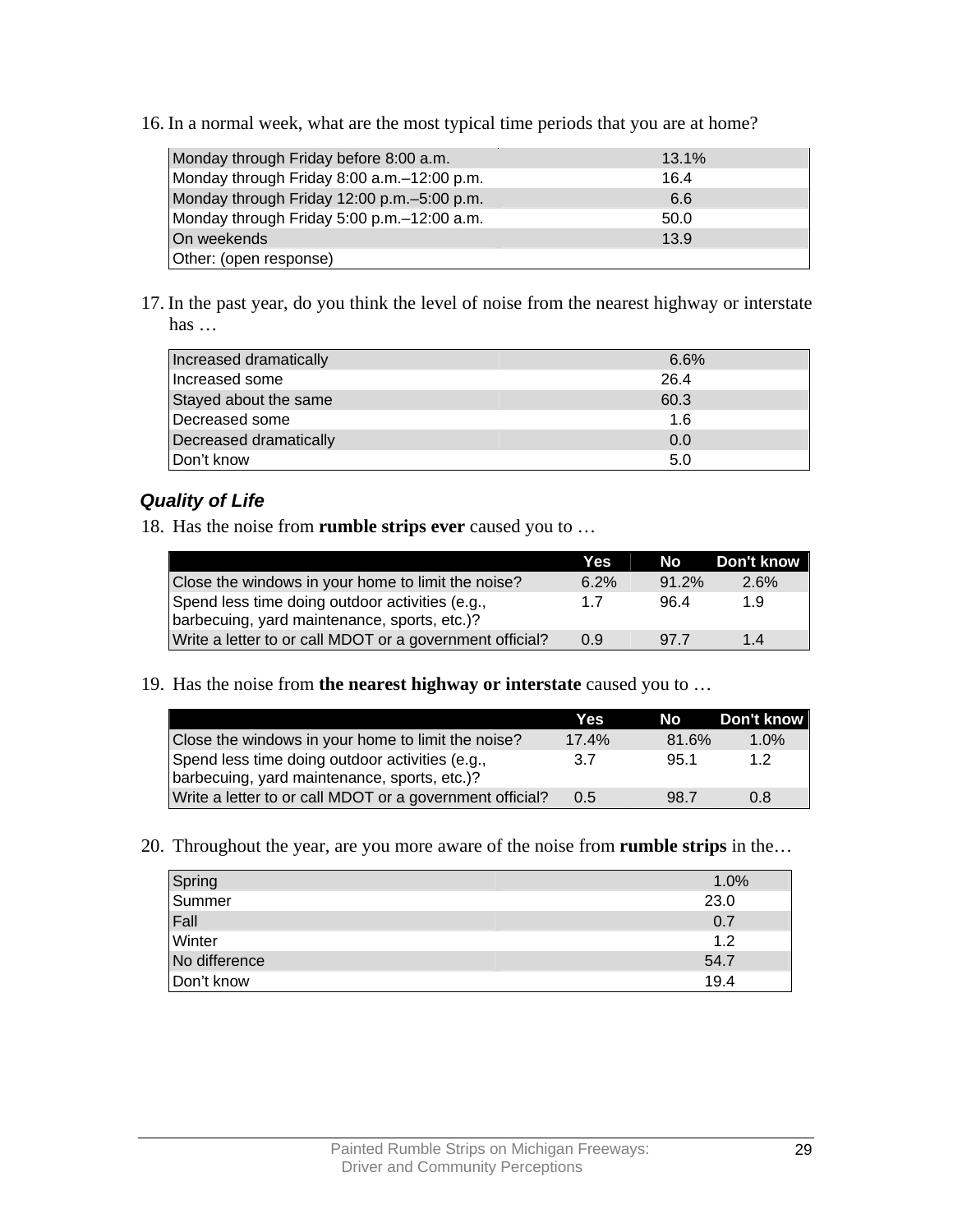16. In a normal week, what are the most typical time periods that you are at home?

| | |
|---|---|
| Monday through Friday before 8:00 a.m. | 13.1% |
| Monday through Friday 8:00 a.m.–12:00 p.m. | 16.4 |
| Monday through Friday 12:00 p.m.–5:00 p.m. | 6.6 |
| Monday through Friday 5:00 p.m.–12:00 a.m. | 50.0 |
| On weekends | 13.9 |
| Other: (open response) | |

17. In the past year, do you think the level of noise from the nearest highway or interstate has …

| | |
|---|---|
| Increased dramatically | 6.6% |
| Increased some | 26.4 |
| Stayed about the same | 60.3 |
| Decreased some | 1.6 |
| Decreased dramatically | 0.0 |
| Don't know | 5.0 |

### *Quality of Life*

18. Has the noise from **rumble strips ever** caused you to …

| | Yes | No | Don't know |
|---|---|---|---|
| Close the windows in your home to limit the noise? | 6.2% | 91.2% | 2.6% |
| Spend less time doing outdoor activities (e.g., barbecuing, yard maintenance, sports, etc.)? | 1.7 | 96.4 | 1.9 |
| Write a letter to or call MDOT or a government official? | 0.9 | 97.7 | 1.4 |

19. Has the noise from **the nearest highway or interstate** caused you to …

| | Yes | No | Don't know |
|---|---|---|---|
| Close the windows in your home to limit the noise? | 17.4% | 81.6% | 1.0% |
| Spend less time doing outdoor activities (e.g., barbecuing, yard maintenance, sports, etc.)? | 3.7 | 95.1 | 1.2 |
| Write a letter to or call MDOT or a government official? | 0.5 | 98.7 | 0.8 |

20. Throughout the year, are you more aware of the noise from **rumble strips** in the…

| | |
|---|---|
| Spring | 1.0% |
| Summer | 23.0 |
| Fall | 0.7 |
| Winter | 1.2 |
| No difference | 54.7 |
| Don't know | 19.4 |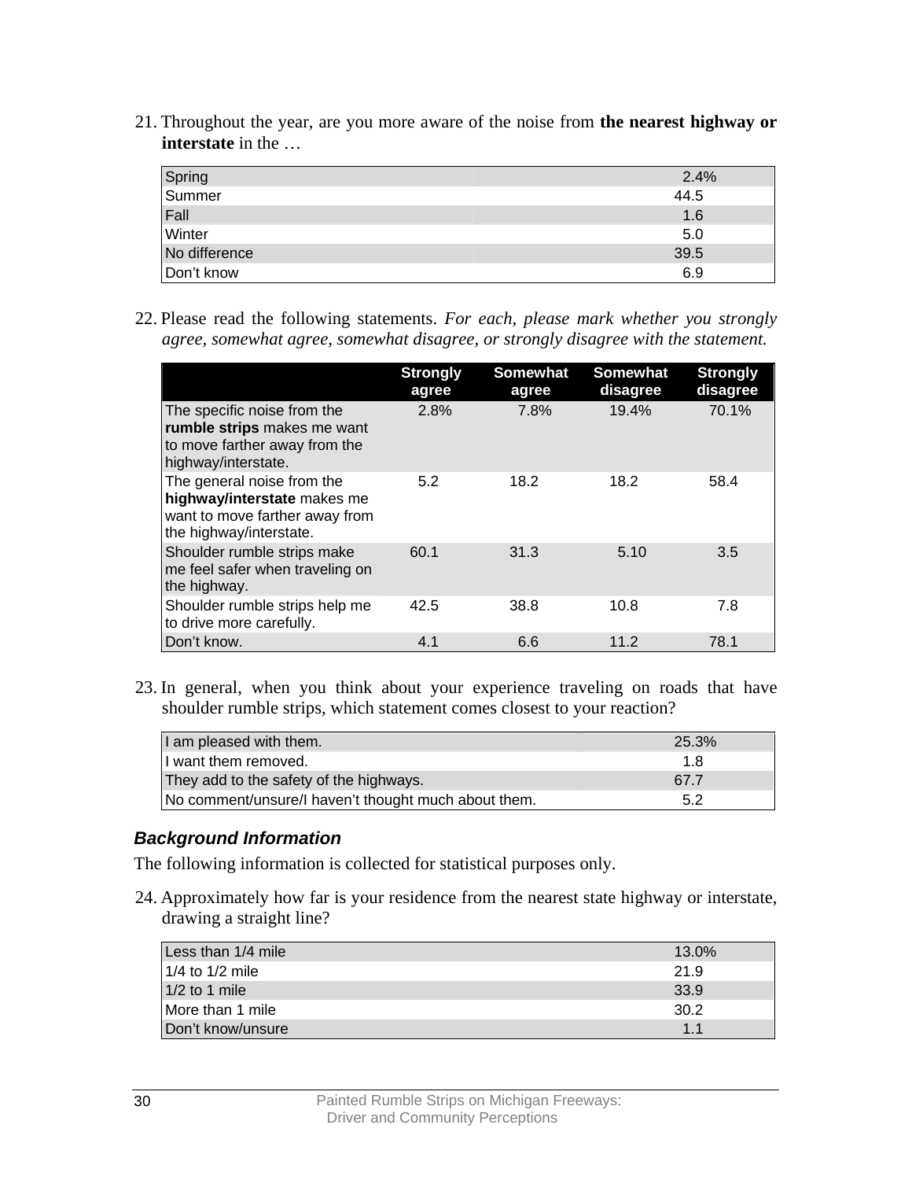21. Throughout the year, are you more aware of the noise from **the nearest highway or interstate** in the …

| | |
|---|---|
| Spring | 2.4% |
| Summer | 44.5 |
| Fall | 1.6 |
| Winter | 5.0 |
| No difference | 39.5 |
| Don't know | 6.9 |

22. Please read the following statements. *For each, please mark whether you strongly agree, somewhat agree, somewhat disagree, or strongly disagree with the statement.*

| | Strongly agree | Somewhat agree | Somewhat disagree | Strongly disagree |
|---|---|---|---|---|
| The specific noise from the **rumble strips** makes me want to move farther away from the highway/interstate. | 2.8% | 7.8% | 19.4% | 70.1% |
| The general noise from the **highway/interstate** makes me want to move farther away from the highway/interstate. | 5.2 | 18.2 | 18.2 | 58.4 |
| Shoulder rumble strips make me feel safer when traveling on the highway. | 60.1 | 31.3 | 5.10 | 3.5 |
| Shoulder rumble strips help me to drive more carefully. | 42.5 | 38.8 | 10.8 | 7.8 |
| Don't know. | 4.1 | 6.6 | 11.2 | 78.1 |

23. In general, when you think about your experience traveling on roads that have shoulder rumble strips, which statement comes closest to your reaction?

| | |
|---|---|
| I am pleased with them. | 25.3% |
| I want them removed. | 1.8 |
| They add to the safety of the highways. | 67.7 |
| No comment/unsure/I haven't thought much about them. | 5.2 |

### *Background Information*

The following information is collected for statistical purposes only.

24. Approximately how far is your residence from the nearest state highway or interstate, drawing a straight line?

| | |
|---|---|
| Less than 1/4 mile | 13.0% |
| 1/4 to 1/2 mile | 21.9 |
| 1/2 to 1 mile | 33.9 |
| More than 1 mile | 30.2 |
| Don't know/unsure | 1.1 |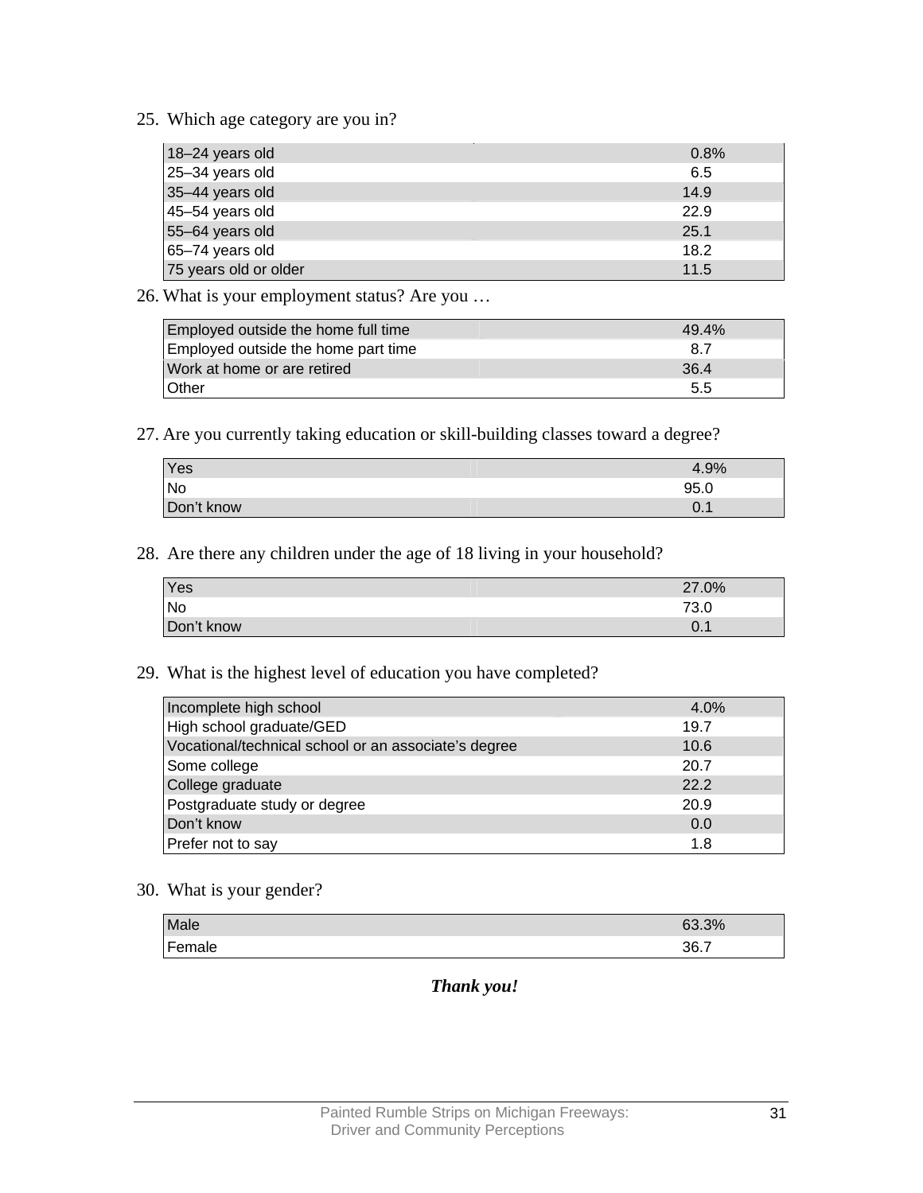25. Which age category are you in?

| | |
|---|---|
| 18–24 years old | 0.8% |
| 25–34 years old | 6.5 |
| 35–44 years old | 14.9 |
| 45–54 years old | 22.9 |
| 55–64 years old | 25.1 |
| 65–74 years old | 18.2 |
| 75 years old or older | 11.5 |

26. What is your employment status? Are you …

| | |
|---|---|
| Employed outside the home full time | 49.4% |
| Employed outside the home part time | 8.7 |
| Work at home or are retired | 36.4 |
| Other | 5.5 |

27. Are you currently taking education or skill-building classes toward a degree?

| | |
|---|---|
| Yes | 4.9% |
| No | 95.0 |
| Don't know | 0.1 |

28. Are there any children under the age of 18 living in your household?

| | |
|---|---|
| Yes | 27.0% |
| No | 73.0 |
| Don't know | 0.1 |

29. What is the highest level of education you have completed?

| | |
|---|---|
| Incomplete high school | 4.0% |
| High school graduate/GED | 19.7 |
| Vocational/technical school or an associate's degree | 10.6 |
| Some college | 20.7 |
| College graduate | 22.2 |
| Postgraduate study or degree | 20.9 |
| Don't know | 0.0 |
| Prefer not to say | 1.8 |

30. What is your gender?

| | |
|---|---|
| Male | 63.3% |
| Female | 36.7 |

***Thank you!***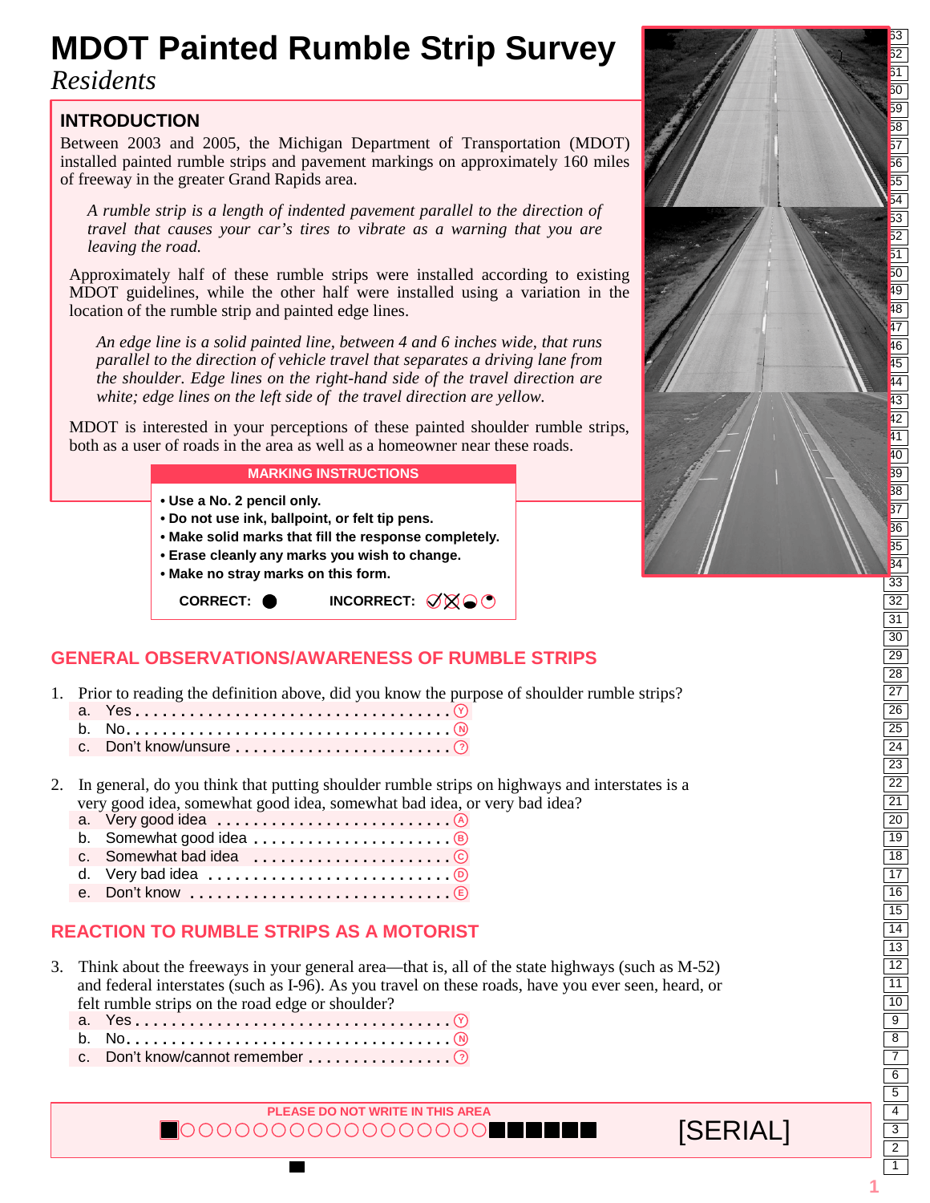# MDOT Painted Rumble Strip Survey

*Residents*

## INTRODUCTION

Between 2003 and 2005, the Michigan Department of Transportation (MDOT) installed painted rumble strips and pavement markings on approximately 160 miles of freeway in the greater Grand Rapids area.

*A rumble strip is a length of indented pavement parallel to the direction of travel that causes your car's tires to vibrate as a warning that you are leaving the road.*

Approximately half of these rumble strips were installed according to existing MDOT guidelines, while the other half were installed using a variation in the location of the rumble strip and painted edge lines.

*An edge line is a solid painted line, between 4 and 6 inches wide, that runs parallel to the direction of vehicle travel that separates a driving lane from the shoulder. Edge lines on the right-hand side of the travel direction are white; edge lines on the left side of the travel direction are yellow.*

MDOT is interested in your perceptions of these painted shoulder rumble strips, both as a user of roads in the area as well as a homeowner near these roads.

**MARKING INSTRUCTIONS**

- **Use a No. 2 pencil only.**
- **Do not use ink, ballpoint, or felt tip pens.**
- **Make solid marks that fill the response completely.**
- **Erase cleanly any marks you wish to change.**
- **Make no stray marks on this form.**

**CORRECT:** ● **INCORRECT:** ✓ ☒ ◒ ◔

## GENERAL OBSERVATIONS/AWARENESS OF RUMBLE STRIPS

1. Prior to reading the definition above, did you know the purpose of shoulder rumble strips?
   a. Yes .................................... Ⓨ
   b. No .................................... Ⓝ
   c. Don't know/unsure ........................ ⓘ

2. In general, do you think that putting shoulder rumble strips on highways and interstates is a very good idea, somewhat good idea, somewhat bad idea, or very bad idea?
   a. Very good idea ........................... Ⓐ
   b. Somewhat good idea ....................... Ⓑ
   c. Somewhat bad idea ........................ Ⓒ
   d. Very bad idea ........................... Ⓓ
   e. Don't know ............................. Ⓔ

## REACTION TO RUMBLE STRIPS AS A MOTORIST

3. Think about the freeways in your general area—that is, all of the state highways (such as M-52) and federal interstates (such as I-96). As you travel on these roads, have you ever seen, heard, or felt rumble strips on the road edge or shoulder?
   a. Yes .................................... Ⓨ
   b. No .................................... Ⓝ
   c. Don't know/cannot remember ................ ⓘ

PLEASE DO NOT WRITE IN THIS AREA

[SERIAL]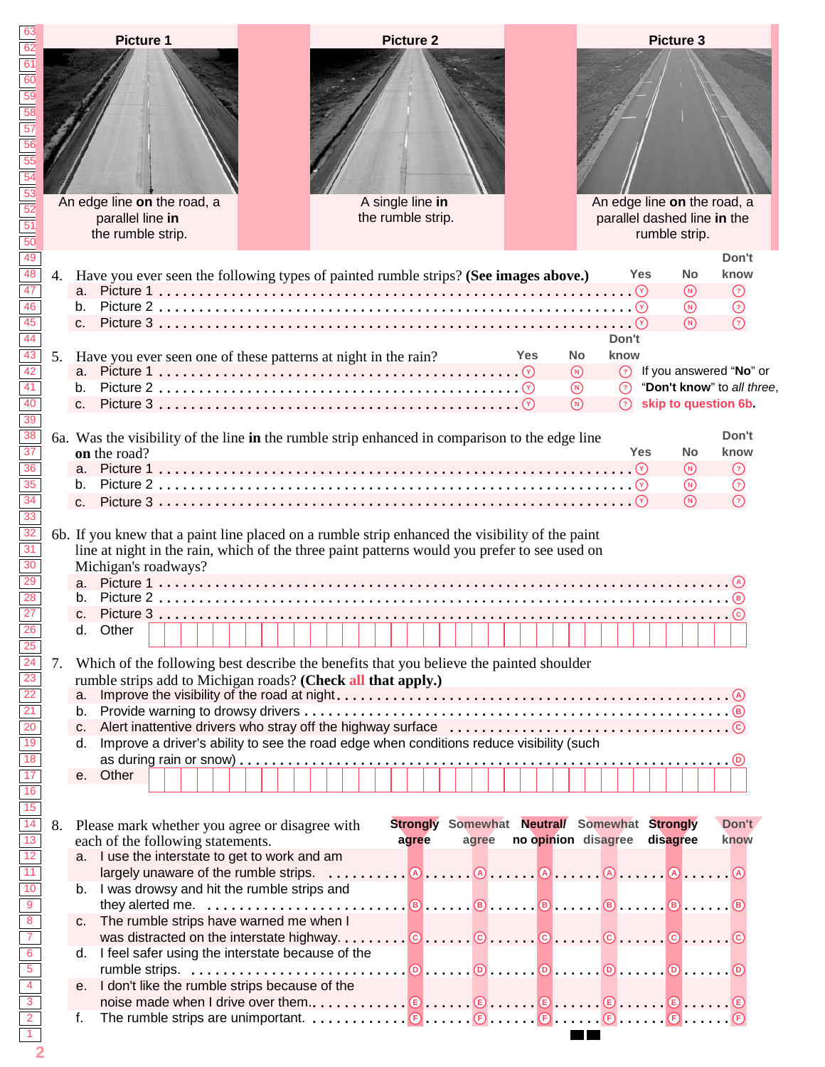| Picture 1 | Picture 2 | Picture 3 |
|---|---|---|
| An edge line **on** the road, a parallel line **in** the rumble strip. | A single line **in** the rumble strip. | An edge line **on** the road, a parallel dashed line **in** the rumble strip. |

4. Have you ever seen the following types of painted rumble strips? **(See images above.)**

| | Yes | No | Don't know |
|---|---|---|---|
| a. Picture 1 | Ⓨ | Ⓝ | ⓘ |
| b. Picture 2 | Ⓨ | Ⓝ | ⓘ |
| c. Picture 3 | Ⓨ | Ⓝ | ⓘ |

5. Have you ever seen one of these patterns at night in the rain?

| | Yes | No | Don't know |
|---|---|---|---|
| a. Picture 1 | Ⓨ | Ⓝ | ⓘ |
| b. Picture 2 | Ⓨ | Ⓝ | ⓘ |
| c. Picture 3 | Ⓨ | Ⓝ | ⓘ |

If you answered "**No**" or "**Don't know**" to *all three*, **skip to question 6b.**

6a. Was the visibility of the line **in** the rumble strip enhanced in comparison to the edge line **on** the road?

| | Yes | No | Don't know |
|---|---|---|---|
| a. Picture 1 | Ⓨ | Ⓝ | ⓘ |
| b. Picture 2 | Ⓨ | Ⓝ | ⓘ |
| c. Picture 3 | Ⓨ | Ⓝ | ⓘ |

6b. If you knew that a paint line placed on a rumble strip enhanced the visibility of the paint line at night in the rain, which of the three paint patterns would you prefer to see used on Michigan's roadways?

a. Picture 1 . . . . . . . Ⓐ
b. Picture 2 . . . . . . . Ⓑ
c. Picture 3 . . . . . . . Ⓒ
d. Other ______________________

7. Which of the following best describe the benefits that you believe the painted shoulder rumble strips add to Michigan roads? **(Check all that apply.)**

a. Improve the visibility of the road at night . . . . . . . Ⓐ
b. Provide warning to drowsy drivers . . . . . . . Ⓑ
c. Alert inattentive drivers who stray off the highway surface . . . . . . . Ⓒ
d. Improve a driver's ability to see the road edge when conditions reduce visibility (such as during rain or snow) . . . . . . . Ⓓ
e. Other ______________________

8. Please mark whether you agree or disagree with each of the following statements.

| | Strongly agree | Somewhat agree | Neutral/ no opinion | Somewhat disagree | Strongly disagree | Don't know |
|---|---|---|---|---|---|---|
| a. I use the interstate to get to work and am largely unaware of the rumble strips. | Ⓐ | Ⓐ | Ⓐ | Ⓐ | Ⓐ | Ⓐ |
| b. I was drowsy and hit the rumble strips and they alerted me. | Ⓑ | Ⓑ | Ⓑ | Ⓑ | Ⓑ | Ⓑ |
| c. The rumble strips have warned me when I was distracted on the interstate highway. | Ⓒ | Ⓒ | Ⓒ | Ⓒ | Ⓒ | Ⓒ |
| d. I feel safer using the interstate because of the rumble strips. | Ⓓ | Ⓓ | Ⓓ | Ⓓ | Ⓓ | Ⓓ |
| e. I don't like the rumble strips because of the noise made when I drive over them. | Ⓔ | Ⓔ | Ⓔ | Ⓔ | Ⓔ | Ⓔ |
| f. The rumble strips are unimportant. | Ⓕ | Ⓕ | Ⓕ | Ⓕ | Ⓕ | Ⓕ |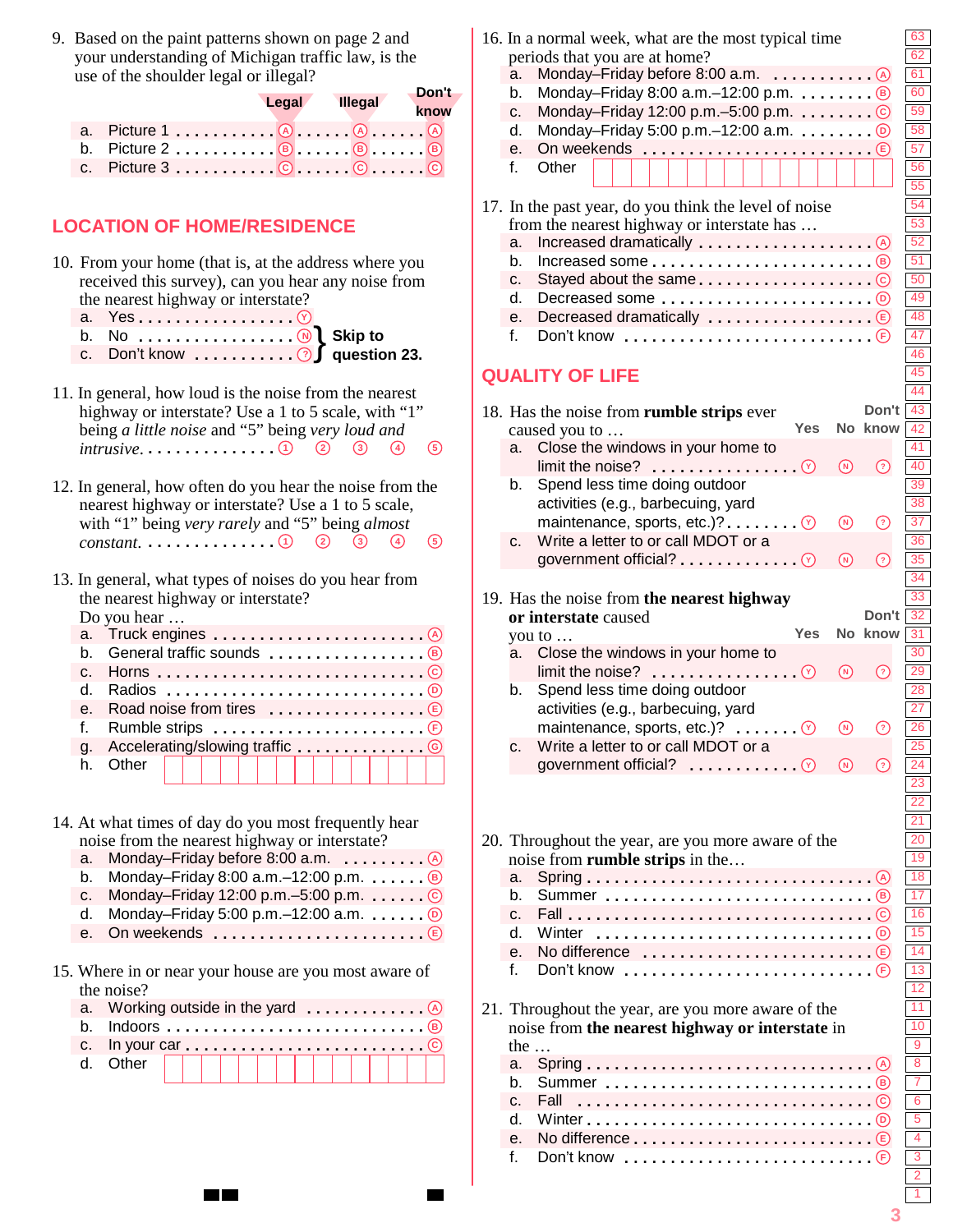9. Based on the paint patterns shown on page 2 and your understanding of Michigan traffic law, is the use of the shoulder legal or illegal?

| | Legal | Illegal | Don't know |
|---|---|---|---|
| a. Picture 1 | Ⓐ | Ⓐ | Ⓐ |
| b. Picture 2 | Ⓑ | Ⓑ | Ⓑ |
| c. Picture 3 | Ⓒ | Ⓒ | Ⓒ |

## LOCATION OF HOME/RESIDENCE

10. From your home (that is, at the address where you received this survey), can you hear any noise from the nearest highway or interstate?
   - a. Yes . . . . . . . . . . . . . . . . . . Ⓨ
   - b. No . . . . . . . . . . . . . . . . . . Ⓝ } **Skip to question 23.**
   - c. Don't know . . . . . . . . . . . ? } **Skip to question 23.**

11. In general, how loud is the noise from the nearest highway or interstate? Use a 1 to 5 scale, with "1" being *a little noise* and "5" being *very loud and intrusive*. . . . . . . . . . . . . . . ① ② ③ ④ ⑤

12. In general, how often do you hear the noise from the nearest highway or interstate? Use a 1 to 5 scale, with "1" being *very rarely* and "5" being *almost constant*. . . . . . . . . . . . . . . ① ② ③ ④ ⑤

13. In general, what types of noises do you hear from the nearest highway or interstate?
   Do you hear …
   - a. Truck engines . . . . . . . . . . . . . . . . . . . . . . Ⓐ
   - b. General traffic sounds . . . . . . . . . . . . . . . . Ⓑ
   - c. Horns . . . . . . . . . . . . . . . . . . . . . . . . . . . Ⓒ
   - d. Radios . . . . . . . . . . . . . . . . . . . . . . . . . . . Ⓓ
   - e. Road noise from tires . . . . . . . . . . . . . . . . Ⓔ
   - f. Rumble strips . . . . . . . . . . . . . . . . . . . . . . Ⓕ
   - g. Accelerating/slowing traffic . . . . . . . . . . . . Ⓖ
   - h. Other ☐☐☐☐☐☐☐☐☐☐☐☐☐☐☐

14. At what times of day do you most frequently hear noise from the nearest highway or interstate?
   - a. Monday–Friday before 8:00 a.m. . . . . . . . . . Ⓐ
   - b. Monday–Friday 8:00 a.m.–12:00 p.m. . . . . . . Ⓑ
   - c. Monday–Friday 12:00 p.m.–5:00 p.m. . . . . . . Ⓒ
   - d. Monday–Friday 5:00 p.m.–12:00 a.m. . . . . . . Ⓓ
   - e. On weekends . . . . . . . . . . . . . . . . . . . . . . Ⓔ

15. Where in or near your house are you most aware of the noise?
   - a. Working outside in the yard . . . . . . . . . . . . Ⓐ
   - b. Indoors . . . . . . . . . . . . . . . . . . . . . . . . . . Ⓑ
   - c. In your car . . . . . . . . . . . . . . . . . . . . . . . . Ⓒ
   - d. Other ☐☐☐☐☐☐☐☐☐☐☐☐☐☐☐

16. In a normal week, what are the most typical time periods that you are at home?
   - a. Monday–Friday before 8:00 a.m. . . . . . . . . . . . Ⓐ
   - b. Monday–Friday 8:00 a.m.–12:00 p.m. . . . . . . . . Ⓑ
   - c. Monday–Friday 12:00 p.m.–5:00 p.m. . . . . . . . . Ⓒ
   - d. Monday–Friday 5:00 p.m.–12:00 a.m. . . . . . . . . Ⓓ
   - e. On weekends . . . . . . . . . . . . . . . . . . . . . . . . Ⓔ
   - f. Other ☐☐☐☐☐☐☐☐☐☐☐☐☐☐☐

17. In the past year, do you think the level of noise from the nearest highway or interstate has …
   - a. Increased dramatically . . . . . . . . . . . . . . . . . . Ⓐ
   - b. Increased some . . . . . . . . . . . . . . . . . . . . . . . Ⓑ
   - c. Stayed about the same . . . . . . . . . . . . . . . . . Ⓒ
   - d. Decreased some . . . . . . . . . . . . . . . . . . . . . . Ⓓ
   - e. Decreased dramatically . . . . . . . . . . . . . . . . Ⓔ
   - f. Don't know . . . . . . . . . . . . . . . . . . . . . . . . . Ⓕ

## QUALITY OF LIFE

18. Has the noise from **rumble strips** ever caused you to …

| | Yes | No | Don't know |
|---|---|---|---|
| a. Close the windows in your home to limit the noise? | Ⓨ | Ⓝ | ? |
| b. Spend less time doing outdoor activities (e.g., barbecuing, yard maintenance, sports, etc.)? | Ⓨ | Ⓝ | ? |
| c. Write a letter to or call MDOT or a government official? | Ⓨ | Ⓝ | ? |

19. Has the noise from **the nearest highway or interstate** caused you to …

| | Yes | No | Don't know |
|---|---|---|---|
| a. Close the windows in your home to limit the noise? | Ⓨ | Ⓝ | ? |
| b. Spend less time doing outdoor activities (e.g., barbecuing, yard maintenance, sports, etc.)? | Ⓨ | Ⓝ | ? |
| c. Write a letter to or call MDOT or a government official? | Ⓨ | Ⓝ | ? |

20. Throughout the year, are you more aware of the noise from **rumble strips** in the…
   - a. Spring . . . . . . . . . . . . . . . . . . . . . . . . . . . . . Ⓐ
   - b. Summer . . . . . . . . . . . . . . . . . . . . . . . . . . . Ⓑ
   - c. Fall . . . . . . . . . . . . . . . . . . . . . . . . . . . . . . Ⓒ
   - d. Winter . . . . . . . . . . . . . . . . . . . . . . . . . . . . Ⓓ
   - e. No difference . . . . . . . . . . . . . . . . . . . . . . Ⓔ
   - f. Don't know . . . . . . . . . . . . . . . . . . . . . . . . Ⓕ

21. Throughout the year, are you more aware of the noise from **the nearest highway or interstate** in the …
   - a. Spring . . . . . . . . . . . . . . . . . . . . . . . . . . . . . Ⓐ
   - b. Summer . . . . . . . . . . . . . . . . . . . . . . . . . . . Ⓑ
   - c. Fall . . . . . . . . . . . . . . . . . . . . . . . . . . . . . . Ⓒ
   - d. Winter . . . . . . . . . . . . . . . . . . . . . . . . . . . . Ⓓ
   - e. No difference . . . . . . . . . . . . . . . . . . . . . . Ⓔ
   - f. Don't know . . . . . . . . . . . . . . . . . . . . . . . . Ⓕ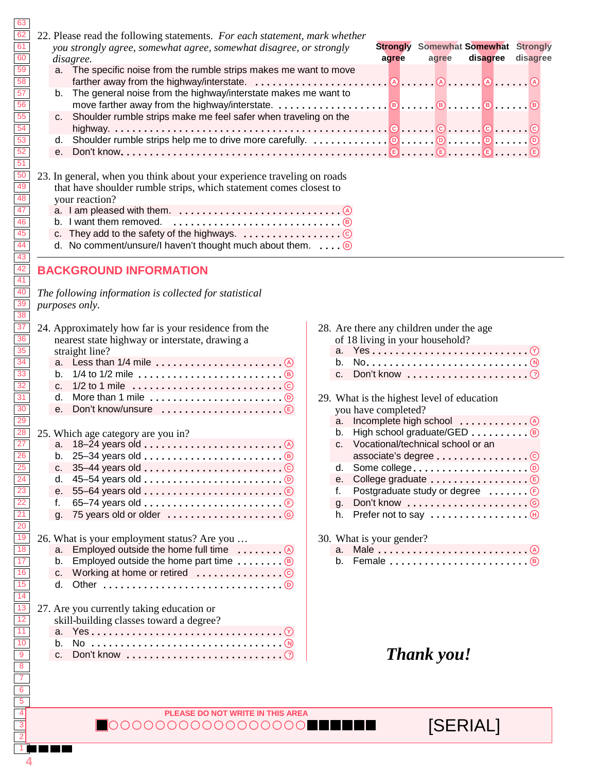22. Please read the following statements. *For each statement, mark whether you strongly agree, somewhat agree, somewhat disagree, or strongly disagree.*

| | Strongly agree | Somewhat agree | Somewhat disagree | Strongly disagree |
|---|---|---|---|---|
| a. The specific noise from the rumble strips makes me want to move farther away from the highway/interstate. | Ⓐ | Ⓐ | Ⓐ | Ⓐ |
| b. The general noise from the highway/interstate makes me want to move farther away from the highway/interstate. | Ⓑ | Ⓑ | Ⓑ | Ⓑ |
| c. Shoulder rumble strips make me feel safer when traveling on the highway. | Ⓒ | Ⓒ | Ⓒ | Ⓒ |
| d. Shoulder rumble strips help me to drive more carefully. | Ⓓ | Ⓓ | Ⓓ | Ⓓ |
| e. Don't know. | Ⓔ | Ⓔ | Ⓔ | Ⓔ |

23. In general, when you think about your experience traveling on roads that have shoulder rumble strips, which statement comes closest to your reaction?

- a. I am pleased with them. Ⓐ
- b. I want them removed. Ⓑ
- c. They add to the safety of the highways. Ⓒ
- d. No comment/unsure/I haven't thought much about them. Ⓓ

## BACKGROUND INFORMATION

*The following information is collected for statistical purposes only.*

24. Approximately how far is your residence from the nearest state highway or interstate, drawing a straight line?

- a. Less than 1/4 mile Ⓐ
- b. 1/4 to 1/2 mile Ⓑ
- c. 1/2 to 1 mile Ⓒ
- d. More than 1 mile Ⓓ
- e. Don't know/unsure Ⓔ

25. Which age category are you in?

- a. 18–24 years old Ⓐ
- b. 25–34 years old Ⓑ
- c. 35–44 years old Ⓒ
- d. 45–54 years old Ⓓ
- e. 55–64 years old Ⓔ
- f. 65–74 years old Ⓕ
- g. 75 years old or older Ⓖ

26. What is your employment status? Are you …

- a. Employed outside the home full time Ⓐ
- b. Employed outside the home part time Ⓑ
- c. Working at home or retired Ⓒ
- d. Other Ⓓ

27. Are you currently taking education or skill-building classes toward a degree?

- a. Yes Ⓨ
- b. No Ⓝ
- c. Don't know ?

28. Are there any children under the age of 18 living in your household?

- a. Yes Ⓨ
- b. No Ⓝ
- c. Don't know ?

29. What is the highest level of education you have completed?

- a. Incomplete high school Ⓐ
- b. High school graduate/GED Ⓑ
- c. Vocational/technical school or an associate's degree Ⓒ
- d. Some college Ⓓ
- e. College graduate Ⓔ
- f. Postgraduate study or degree Ⓕ
- g. Don't know Ⓖ
- h. Prefer not to say Ⓗ

30. What is your gender?

- a. Male Ⓐ
- b. Female Ⓑ

***Thank you!***

PLEASE DO NOT WRITE IN THIS AREA

[SERIAL]